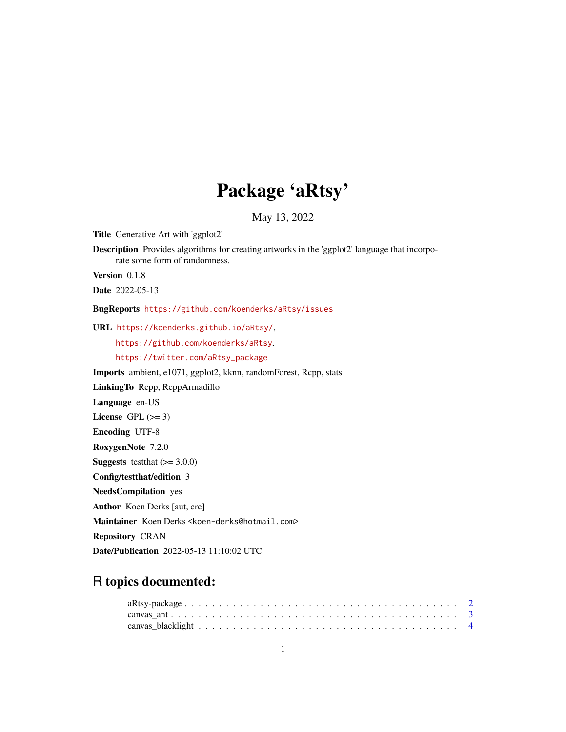# Package 'aRtsy'

May 13, 2022

**Title** Generative Art with 'ggplot2'

**Description** Provides algorithms for creating artworks in the 'ggplot2' language that incorporate some form of randomness.

**Version** 0.1.8

**Date** 2022-05-13

**BugReports** https://github.com/koenderks/aRtsy/issues

**URL** https://koenderks.github.io/aRtsy/,
https://github.com/koenderks/aRtsy,
https://twitter.com/aRtsy_package

**Imports** ambient, e1071, ggplot2, kknn, randomForest, Rcpp, stats

**LinkingTo** Rcpp, RcppArmadillo

**Language** en-US

**License** GPL (>= 3)

**Encoding** UTF-8

**RoxygenNote** 7.2.0

**Suggests** testthat (>= 3.0.0)

**Config/testthat/edition** 3

**NeedsCompilation** yes

**Author** Koen Derks [aut, cre]

**Maintainer** Koen Derks <koen-derks@hotmail.com>

**Repository** CRAN

**Date/Publication** 2022-05-13 11:10:02 UTC

## R topics documented:

aRtsy-package . . . . . . . . . . . . . . . . . . . . . . . . . . . . . . . . . . . . . 2
canvas_ant . . . . . . . . . . . . . . . . . . . . . . . . . . . . . . . . . . . . . . . 3
canvas_blacklight . . . . . . . . . . . . . . . . . . . . . . . . . . . . . . . . . . . 4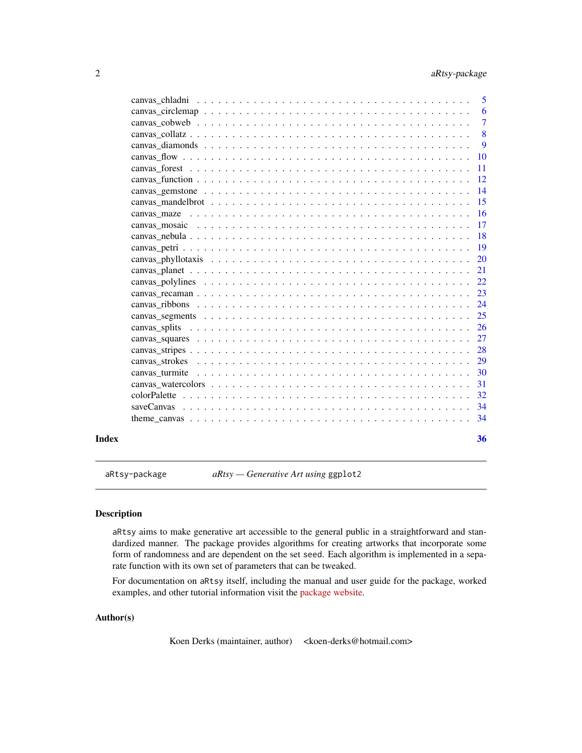canvas_chladni . . . . . . . . . . . . . . . . . . . . . . . . . . . . . . . . . . . 5
canvas_circlemap . . . . . . . . . . . . . . . . . . . . . . . . . . . . . . . . . . 6
canvas_cobweb . . . . . . . . . . . . . . . . . . . . . . . . . . . . . . . . . . . 7
canvas_collatz . . . . . . . . . . . . . . . . . . . . . . . . . . . . . . . . . . . 8
canvas_diamonds . . . . . . . . . . . . . . . . . . . . . . . . . . . . . . . . . . 9
canvas_flow . . . . . . . . . . . . . . . . . . . . . . . . . . . . . . . . . . . . 10
canvas_forest . . . . . . . . . . . . . . . . . . . . . . . . . . . . . . . . . . . 11
canvas_function . . . . . . . . . . . . . . . . . . . . . . . . . . . . . . . . . . 12
canvas_gemstone . . . . . . . . . . . . . . . . . . . . . . . . . . . . . . . . . . 14
canvas_mandelbrot . . . . . . . . . . . . . . . . . . . . . . . . . . . . . . . . . 15
canvas_maze . . . . . . . . . . . . . . . . . . . . . . . . . . . . . . . . . . . . 16
canvas_mosaic . . . . . . . . . . . . . . . . . . . . . . . . . . . . . . . . . . . 17
canvas_nebula . . . . . . . . . . . . . . . . . . . . . . . . . . . . . . . . . . . 18
canvas_petri . . . . . . . . . . . . . . . . . . . . . . . . . . . . . . . . . . . . 19
canvas_phyllotaxis . . . . . . . . . . . . . . . . . . . . . . . . . . . . . . . . . 20
canvas_planet . . . . . . . . . . . . . . . . . . . . . . . . . . . . . . . . . . . 21
canvas_polylines . . . . . . . . . . . . . . . . . . . . . . . . . . . . . . . . . . 22
canvas_recaman . . . . . . . . . . . . . . . . . . . . . . . . . . . . . . . . . . 23
canvas_ribbons . . . . . . . . . . . . . . . . . . . . . . . . . . . . . . . . . . . 24
canvas_segments . . . . . . . . . . . . . . . . . . . . . . . . . . . . . . . . . . 25
canvas_splits . . . . . . . . . . . . . . . . . . . . . . . . . . . . . . . . . . . . 26
canvas_squares . . . . . . . . . . . . . . . . . . . . . . . . . . . . . . . . . . . 27
canvas_stripes . . . . . . . . . . . . . . . . . . . . . . . . . . . . . . . . . . . 28
canvas_strokes . . . . . . . . . . . . . . . . . . . . . . . . . . . . . . . . . . . 29
canvas_turmite . . . . . . . . . . . . . . . . . . . . . . . . . . . . . . . . . . . 30
canvas_watercolors . . . . . . . . . . . . . . . . . . . . . . . . . . . . . . . . . 31
colorPalette . . . . . . . . . . . . . . . . . . . . . . . . . . . . . . . . . . . . 32
saveCanvas . . . . . . . . . . . . . . . . . . . . . . . . . . . . . . . . . . . . . 34
theme_canvas . . . . . . . . . . . . . . . . . . . . . . . . . . . . . . . . . . . . 34

**Index** **36**

---

aRtsy-package *aRtsy — Generative Art using* ggplot2

---

## Description

aRtsy aims to make generative art accessible to the general public in a straightforward and standardized manner. The package provides algorithms for creating artworks that incorporate some form of randomness and are dependent on the set seed. Each algorithm is implemented in a separate function with its own set of parameters that can be tweaked.

For documentation on aRtsy itself, including the manual and user guide for the package, worked examples, and other tutorial information visit the package website.

## Author(s)

Koen Derks (maintainer, author) <koen-derks@hotmail.com>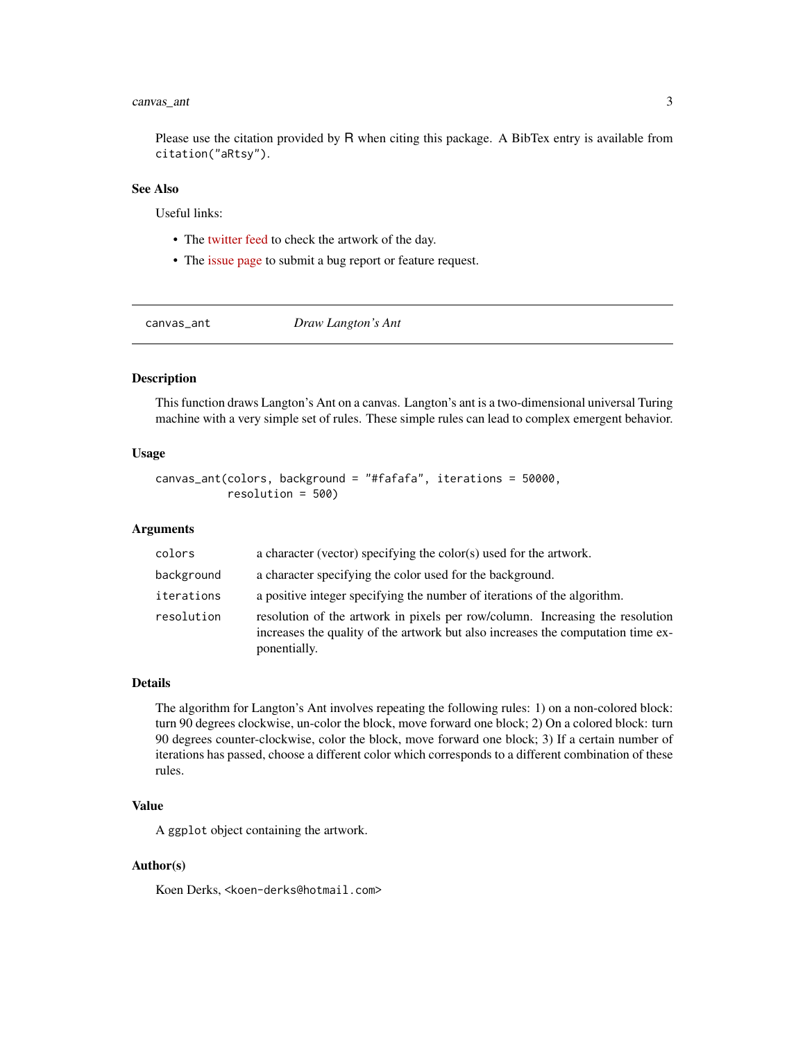Please use the citation provided by R when citing this package. A BibTex entry is available from `citation("aRtsy")`.

### See Also

Useful links:

- The twitter feed to check the artwork of the day.
- The issue page to submit a bug report or feature request.

---

## canvas_ant — *Draw Langton's Ant*

### Description

This function draws Langton's Ant on a canvas. Langton's ant is a two-dimensional universal Turing machine with a very simple set of rules. These simple rules can lead to complex emergent behavior.

### Usage

```
canvas_ant(colors, background = "#fafafa", iterations = 50000,
           resolution = 500)
```

### Arguments

| | |
|---|---|
| `colors` | a character (vector) specifying the color(s) used for the artwork. |
| `background` | a character specifying the color used for the background. |
| `iterations` | a positive integer specifying the number of iterations of the algorithm. |
| `resolution` | resolution of the artwork in pixels per row/column. Increasing the resolution increases the quality of the artwork but also increases the computation time exponentially. |

### Details

The algorithm for Langton's Ant involves repeating the following rules: 1) on a non-colored block: turn 90 degrees clockwise, un-color the block, move forward one block; 2) On a colored block: turn 90 degrees counter-clockwise, color the block, move forward one block; 3) If a certain number of iterations has passed, choose a different color which corresponds to a different combination of these rules.

### Value

A `ggplot` object containing the artwork.

### Author(s)

Koen Derks, `<koen-derks@hotmail.com>`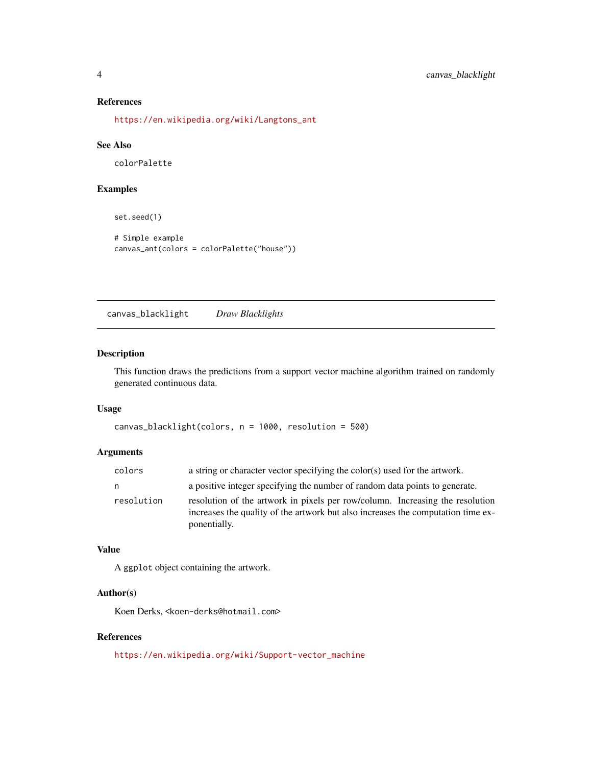### References

https://en.wikipedia.org/wiki/Langtons_ant

### See Also

colorPalette

### Examples

```
set.seed(1)

# Simple example
canvas_ant(colors = colorPalette("house"))
```

---

## canvas_blacklight *Draw Blacklights*

### Description

This function draws the predictions from a support vector machine algorithm trained on randomly generated continuous data.

### Usage

```
canvas_blacklight(colors, n = 1000, resolution = 500)
```

### Arguments

| | |
|---|---|
| colors | a string or character vector specifying the color(s) used for the artwork. |
| n | a positive integer specifying the number of random data points to generate. |
| resolution | resolution of the artwork in pixels per row/column. Increasing the resolution increases the quality of the artwork but also increases the computation time exponentially. |

### Value

A ggplot object containing the artwork.

### Author(s)

Koen Derks, <koen-derks@hotmail.com>

### References

https://en.wikipedia.org/wiki/Support-vector_machine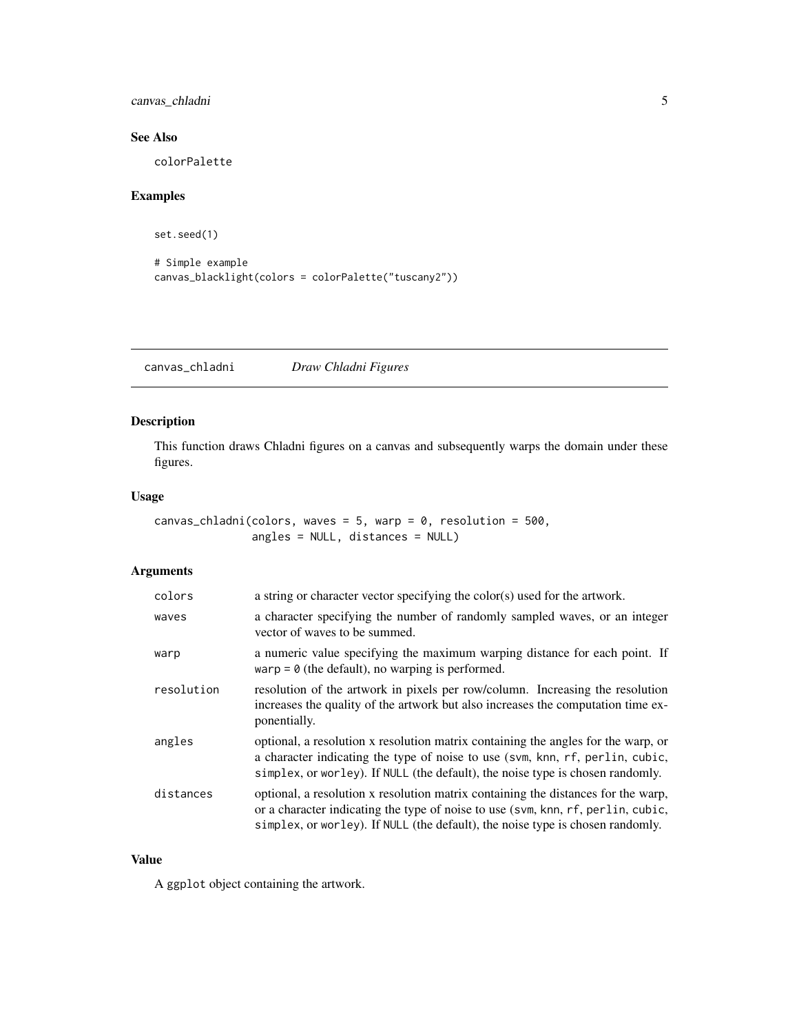## See Also

colorPalette

## Examples

```
set.seed(1)

# Simple example
canvas_blacklight(colors = colorPalette("tuscany2"))
```

---

# canvas_chladni    *Draw Chladni Figures*

---

## Description

This function draws Chladni figures on a canvas and subsequently warps the domain under these figures.

## Usage

```
canvas_chladni(colors, waves = 5, warp = 0, resolution = 500,
               angles = NULL, distances = NULL)
```

## Arguments

| | |
|---|---|
| colors | a string or character vector specifying the color(s) used for the artwork. |
| waves | a character specifying the number of randomly sampled waves, or an integer vector of waves to be summed. |
| warp | a numeric value specifying the maximum warping distance for each point. If `warp = 0` (the default), no warping is performed. |
| resolution | resolution of the artwork in pixels per row/column. Increasing the resolution increases the quality of the artwork but also increases the computation time exponentially. |
| angles | optional, a resolution x resolution matrix containing the angles for the warp, or a character indicating the type of noise to use (`svm`, `knn`, `rf`, `perlin`, `cubic`, `simplex`, or `worley`). If `NULL` (the default), the noise type is chosen randomly. |
| distances | optional, a resolution x resolution matrix containing the distances for the warp, or a character indicating the type of noise to use (`svm`, `knn`, `rf`, `perlin`, `cubic`, `simplex`, or `worley`). If `NULL` (the default), the noise type is chosen randomly. |

## Value

A `ggplot` object containing the artwork.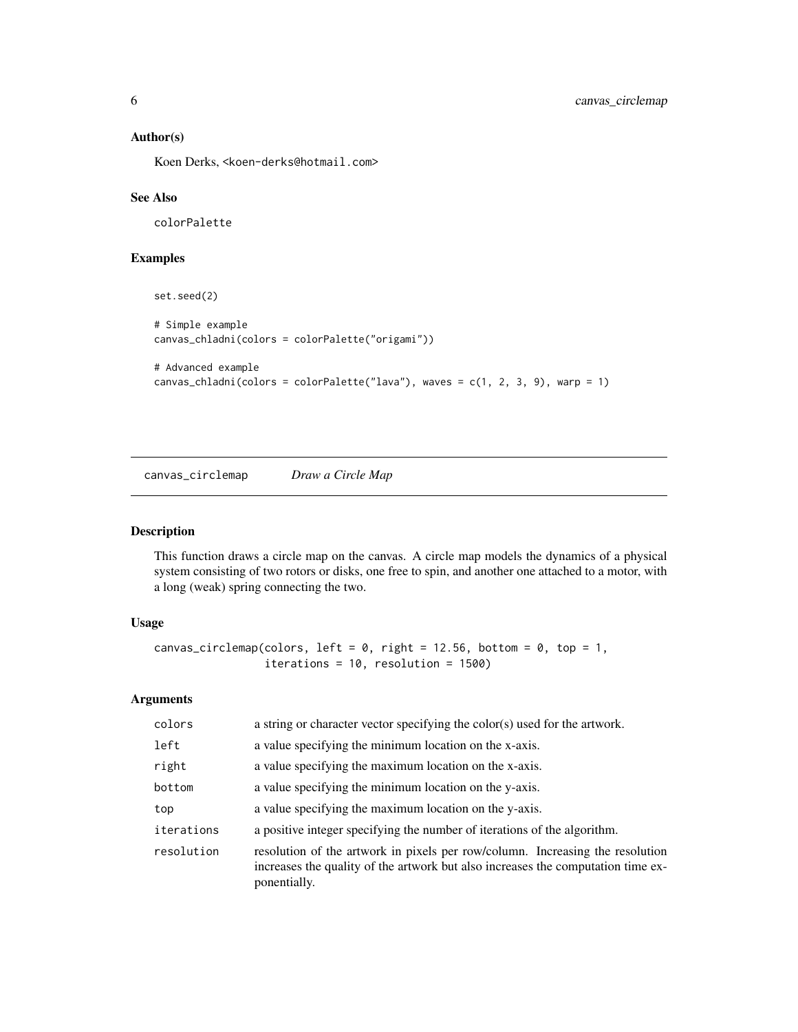### Author(s)

Koen Derks, <koen-derks@hotmail.com>

### See Also

colorPalette

### Examples

```
set.seed(2)

# Simple example
canvas_chladni(colors = colorPalette("origami"))

# Advanced example
canvas_chladni(colors = colorPalette("lava"), waves = c(1, 2, 3, 9), warp = 1)
```

---

## canvas_circlemap *Draw a Circle Map*

### Description

This function draws a circle map on the canvas. A circle map models the dynamics of a physical system consisting of two rotors or disks, one free to spin, and another one attached to a motor, with a long (weak) spring connecting the two.

### Usage

```
canvas_circlemap(colors, left = 0, right = 12.56, bottom = 0, top = 1,
                 iterations = 10, resolution = 1500)
```

### Arguments

| | |
|---|---|
| colors | a string or character vector specifying the color(s) used for the artwork. |
| left | a value specifying the minimum location on the x-axis. |
| right | a value specifying the maximum location on the x-axis. |
| bottom | a value specifying the minimum location on the y-axis. |
| top | a value specifying the maximum location on the y-axis. |
| iterations | a positive integer specifying the number of iterations of the algorithm. |
| resolution | resolution of the artwork in pixels per row/column. Increasing the resolution increases the quality of the artwork but also increases the computation time exponentially. |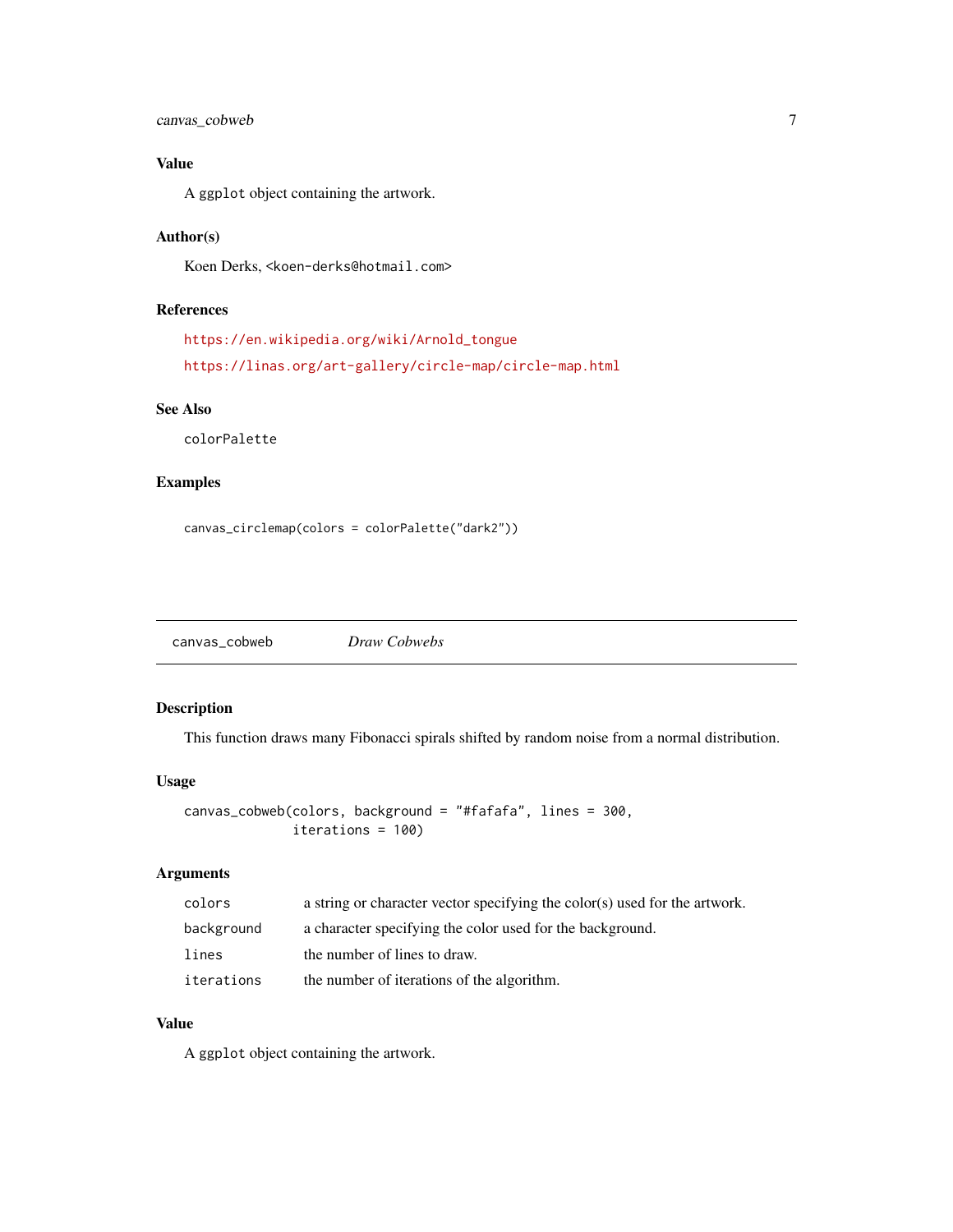### Value

A `ggplot` object containing the artwork.

### Author(s)

Koen Derks, <koen-derks@hotmail.com>

### References

https://en.wikipedia.org/wiki/Arnold_tongue

https://linas.org/art-gallery/circle-map/circle-map.html

### See Also

`colorPalette`

### Examples

```
canvas_circlemap(colors = colorPalette("dark2"))
```

---

## canvas_cobweb — *Draw Cobwebs*

---

### Description

This function draws many Fibonacci spirals shifted by random noise from a normal distribution.

### Usage

```
canvas_cobweb(colors, background = "#fafafa", lines = 300,
              iterations = 100)
```

### Arguments

| | |
|---|---|
| `colors` | a string or character vector specifying the color(s) used for the artwork. |
| `background` | a character specifying the color used for the background. |
| `lines` | the number of lines to draw. |
| `iterations` | the number of iterations of the algorithm. |

### Value

A `ggplot` object containing the artwork.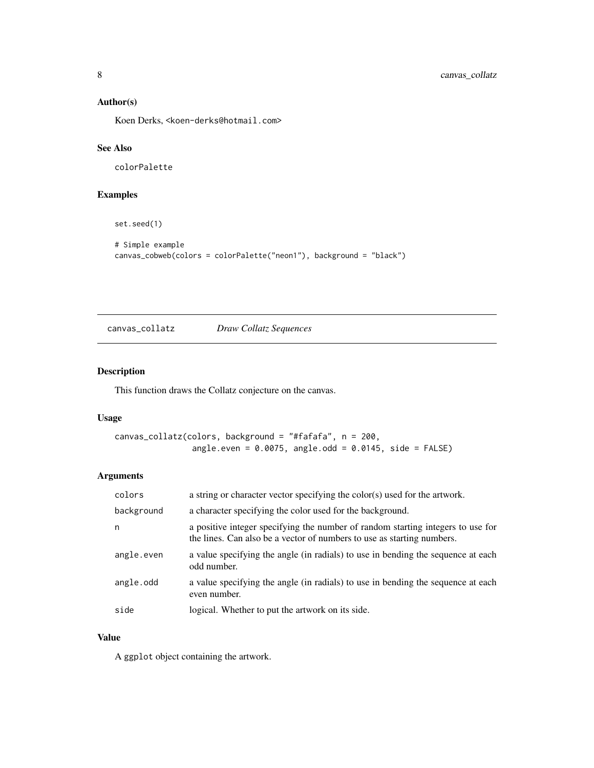## Author(s)

Koen Derks, <koen-derks@hotmail.com>

## See Also

colorPalette

## Examples

```
set.seed(1)

# Simple example
canvas_cobweb(colors = colorPalette("neon1"), background = "black")
```

---

# canvas_collatz *Draw Collatz Sequences*

---

## Description

This function draws the Collatz conjecture on the canvas.

## Usage

```
canvas_collatz(colors, background = "#fafafa", n = 200,
               angle.even = 0.0075, angle.odd = 0.0145, side = FALSE)
```

## Arguments

| | |
|---|---|
| colors | a string or character vector specifying the color(s) used for the artwork. |
| background | a character specifying the color used for the background. |
| n | a positive integer specifying the number of random starting integers to use for the lines. Can also be a vector of numbers to use as starting numbers. |
| angle.even | a value specifying the angle (in radials) to use in bending the sequence at each odd number. |
| angle.odd | a value specifying the angle (in radials) to use in bending the sequence at each even number. |
| side | logical. Whether to put the artwork on its side. |

## Value

A ggplot object containing the artwork.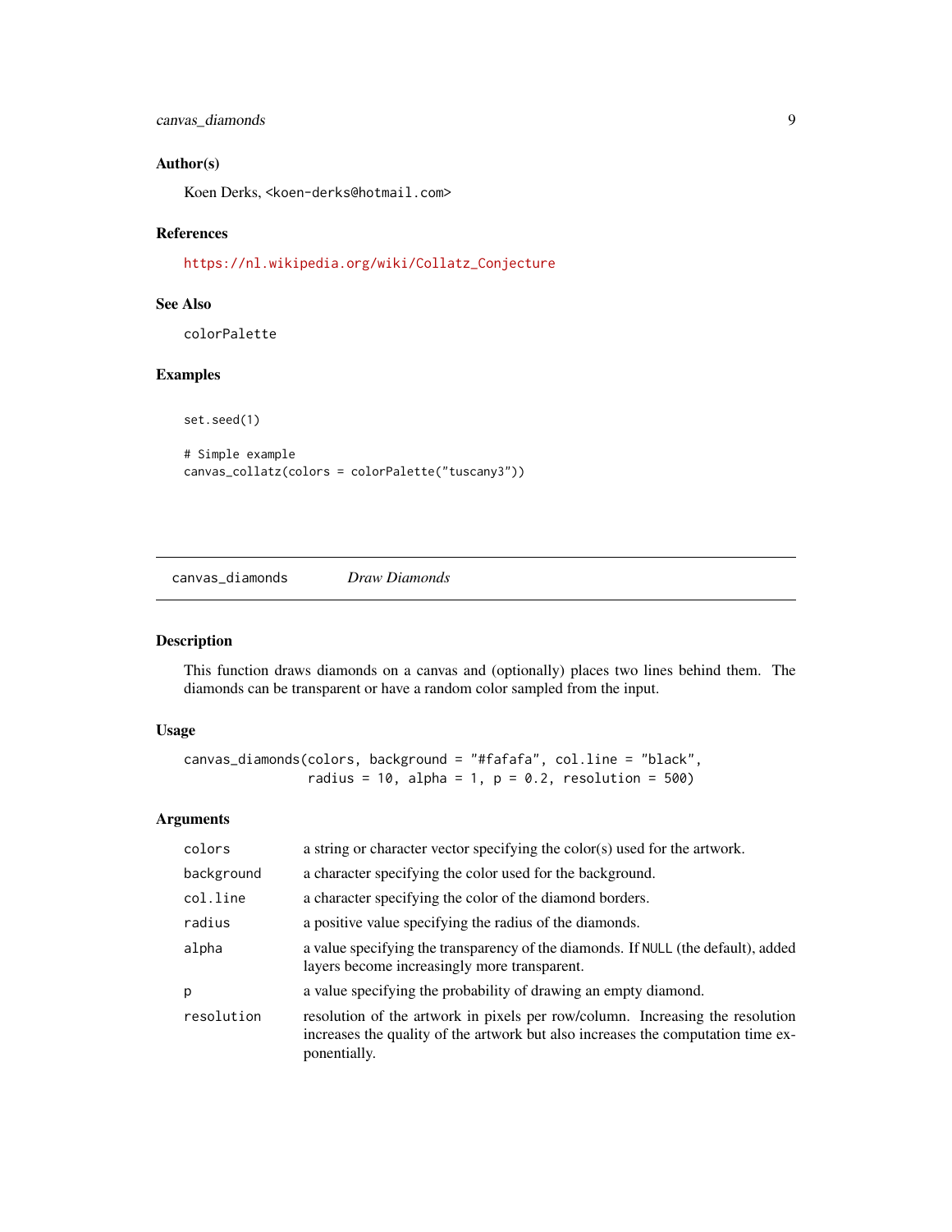### Author(s)

Koen Derks, <koen-derks@hotmail.com>

### References

https://nl.wikipedia.org/wiki/Collatz_Conjecture

### See Also

colorPalette

### Examples

```
set.seed(1)

# Simple example
canvas_collatz(colors = colorPalette("tuscany3"))
```

---

## canvas_diamonds *Draw Diamonds*

---

### Description

This function draws diamonds on a canvas and (optionally) places two lines behind them. The diamonds can be transparent or have a random color sampled from the input.

### Usage

```
canvas_diamonds(colors, background = "#fafafa", col.line = "black",
                radius = 10, alpha = 1, p = 0.2, resolution = 500)
```

### Arguments

| | |
|---|---|
| colors | a string or character vector specifying the color(s) used for the artwork. |
| background | a character specifying the color used for the background. |
| col.line | a character specifying the color of the diamond borders. |
| radius | a positive value specifying the radius of the diamonds. |
| alpha | a value specifying the transparency of the diamonds. If NULL (the default), added layers become increasingly more transparent. |
| p | a value specifying the probability of drawing an empty diamond. |
| resolution | resolution of the artwork in pixels per row/column. Increasing the resolution increases the quality of the artwork but also increases the computation time exponentially. |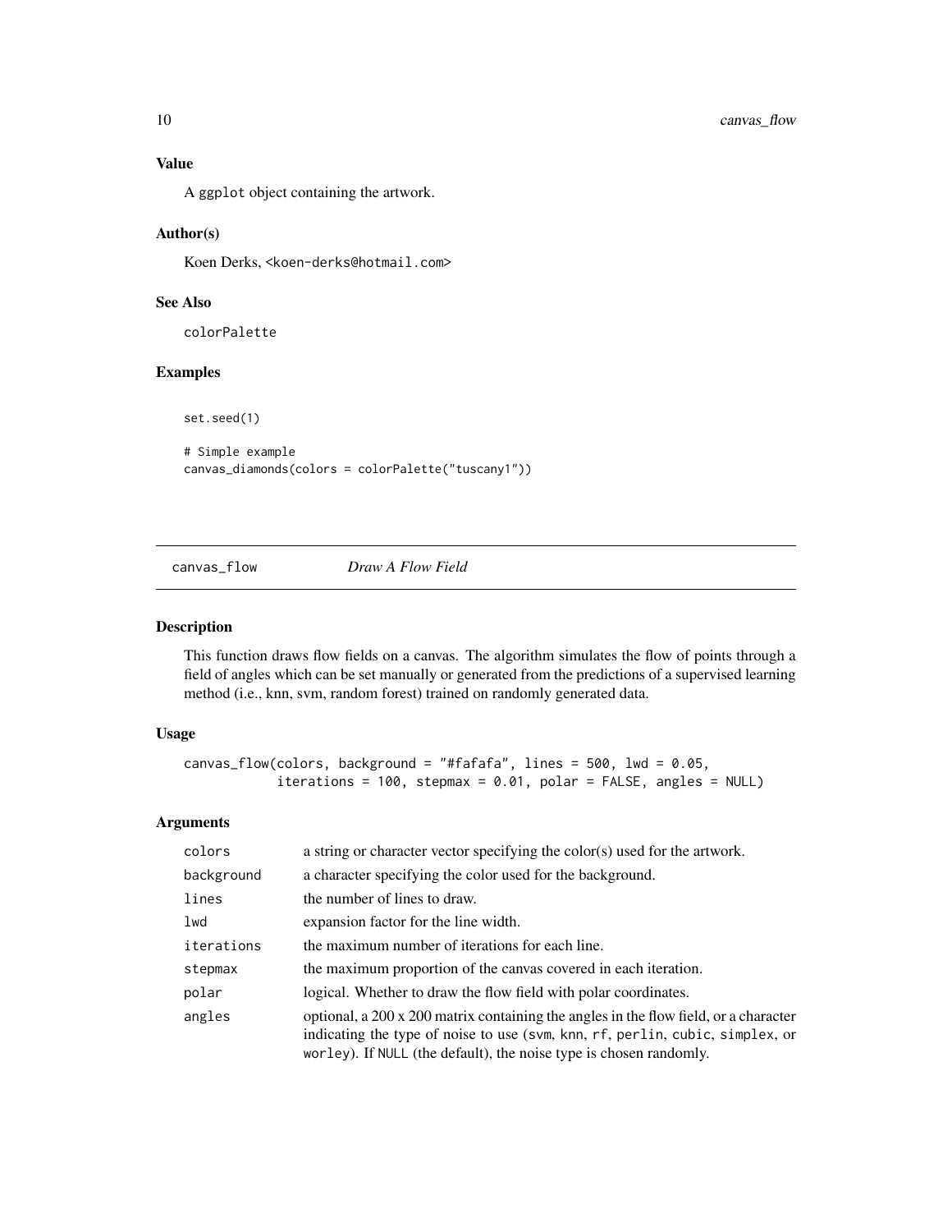### Value

A `ggplot` object containing the artwork.

### Author(s)

Koen Derks, <koen-derks@hotmail.com>

### See Also

`colorPalette`

### Examples

```
set.seed(1)

# Simple example
canvas_diamonds(colors = colorPalette("tuscany1"))
```

---

## canvas_flow *Draw A Flow Field*

---

### Description

This function draws flow fields on a canvas. The algorithm simulates the flow of points through a field of angles which can be set manually or generated from the predictions of a supervised learning method (i.e., knn, svm, random forest) trained on randomly generated data.

### Usage

```
canvas_flow(colors, background = "#fafafa", lines = 500, lwd = 0.05,
            iterations = 100, stepmax = 0.01, polar = FALSE, angles = NULL)
```

### Arguments

| | |
|---|---|
| `colors` | a string or character vector specifying the color(s) used for the artwork. |
| `background` | a character specifying the color used for the background. |
| `lines` | the number of lines to draw. |
| `lwd` | expansion factor for the line width. |
| `iterations` | the maximum number of iterations for each line. |
| `stepmax` | the maximum proportion of the canvas covered in each iteration. |
| `polar` | logical. Whether to draw the flow field with polar coordinates. |
| `angles` | optional, a 200 x 200 matrix containing the angles in the flow field, or a character indicating the type of noise to use (`svm`, `knn`, `rf`, `perlin`, `cubic`, `simplex`, or `worley`). If `NULL` (the default), the noise type is chosen randomly. |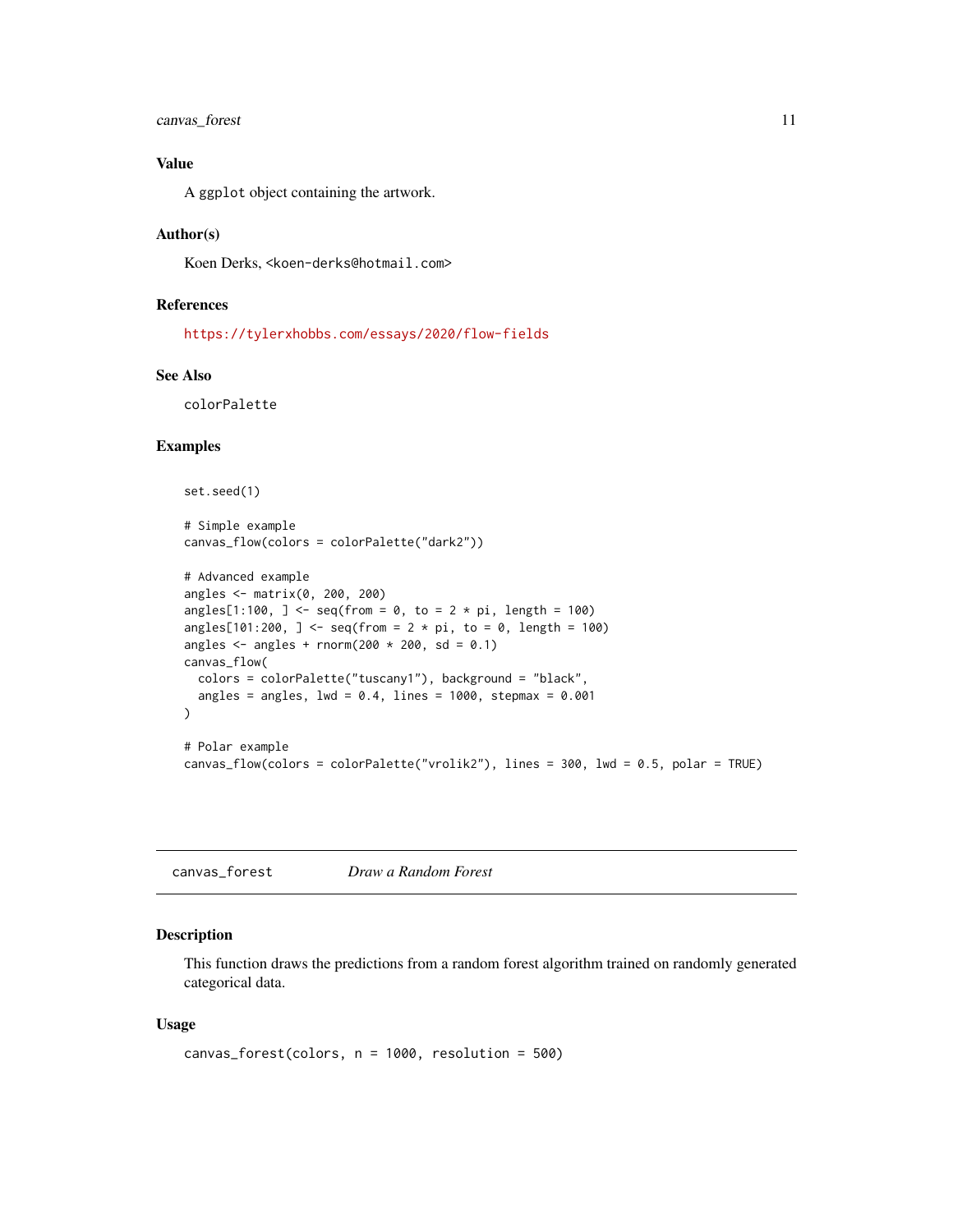### Value

A `ggplot` object containing the artwork.

### Author(s)

Koen Derks, <koen-derks@hotmail.com>

### References

https://tylerxhobbs.com/essays/2020/flow-fields

### See Also

`colorPalette`

### Examples

```
set.seed(1)

# Simple example
canvas_flow(colors = colorPalette("dark2"))

# Advanced example
angles <- matrix(0, 200, 200)
angles[1:100, ] <- seq(from = 0, to = 2 * pi, length = 100)
angles[101:200, ] <- seq(from = 2 * pi, to = 0, length = 100)
angles <- angles + rnorm(200 * 200, sd = 0.1)
canvas_flow(
  colors = colorPalette("tuscany1"), background = "black",
  angles = angles, lwd = 0.4, lines = 1000, stepmax = 0.001
)

# Polar example
canvas_flow(colors = colorPalette("vrolik2"), lines = 300, lwd = 0.5, polar = TRUE)
```

---

## canvas_forest — *Draw a Random Forest*

### Description

This function draws the predictions from a random forest algorithm trained on randomly generated categorical data.

### Usage

```
canvas_forest(colors, n = 1000, resolution = 500)
```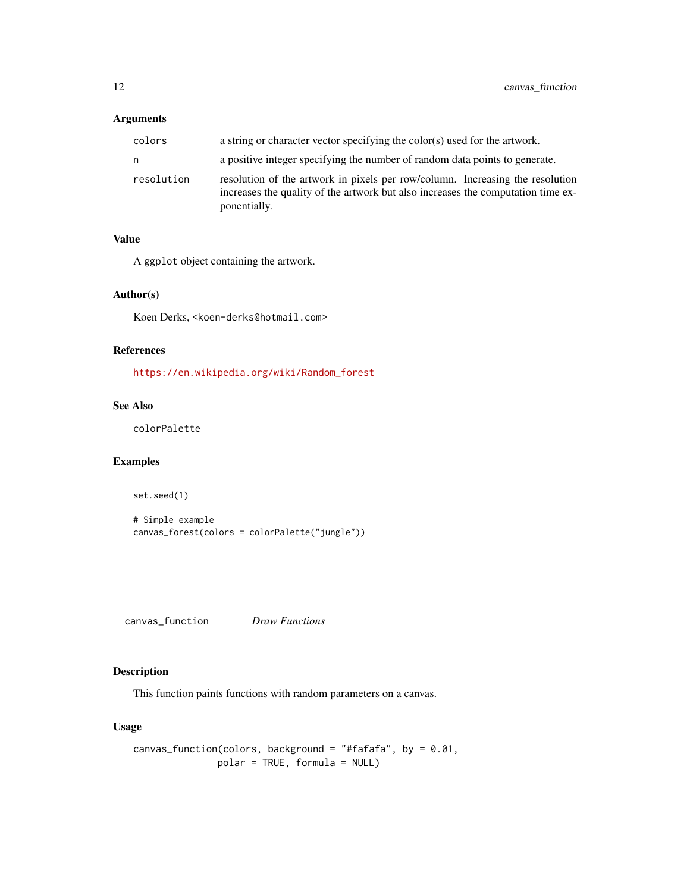### Arguments

| | |
|---|---|
| colors | a string or character vector specifying the color(s) used for the artwork. |
| n | a positive integer specifying the number of random data points to generate. |
| resolution | resolution of the artwork in pixels per row/column. Increasing the resolution increases the quality of the artwork but also increases the computation time exponentially. |

### Value

A ggplot object containing the artwork.

### Author(s)

Koen Derks, <koen-derks@hotmail.com>

### References

https://en.wikipedia.org/wiki/Random_forest

### See Also

colorPalette

### Examples

```
set.seed(1)

# Simple example
canvas_forest(colors = colorPalette("jungle"))
```

---

## canvas_function *Draw Functions*

### Description

This function paints functions with random parameters on a canvas.

### Usage

```
canvas_function(colors, background = "#fafafa", by = 0.01,
                polar = TRUE, formula = NULL)
```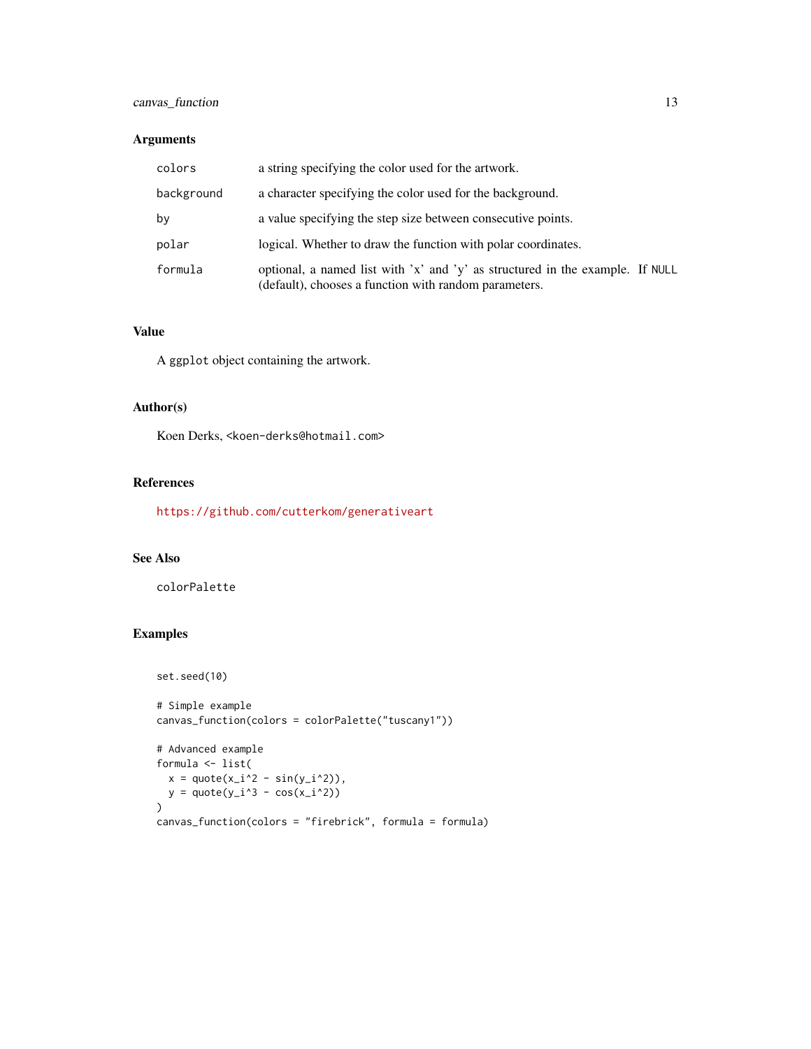## Arguments

| | |
|---|---|
| `colors` | a string specifying the color used for the artwork. |
| `background` | a character specifying the color used for the background. |
| `by` | a value specifying the step size between consecutive points. |
| `polar` | logical. Whether to draw the function with polar coordinates. |
| `formula` | optional, a named list with 'x' and 'y' as structured in the example. If `NULL` (default), chooses a function with random parameters. |

## Value

A `ggplot` object containing the artwork.

## Author(s)

Koen Derks, `<koen-derks@hotmail.com>`

## References

https://github.com/cutterkom/generativeart

## See Also

`colorPalette`

## Examples

```
set.seed(10)

# Simple example
canvas_function(colors = colorPalette("tuscany1"))

# Advanced example
formula <- list(
  x = quote(x_i^2 - sin(y_i^2)),
  y = quote(y_i^3 - cos(x_i^2))
)
canvas_function(colors = "firebrick", formula = formula)
```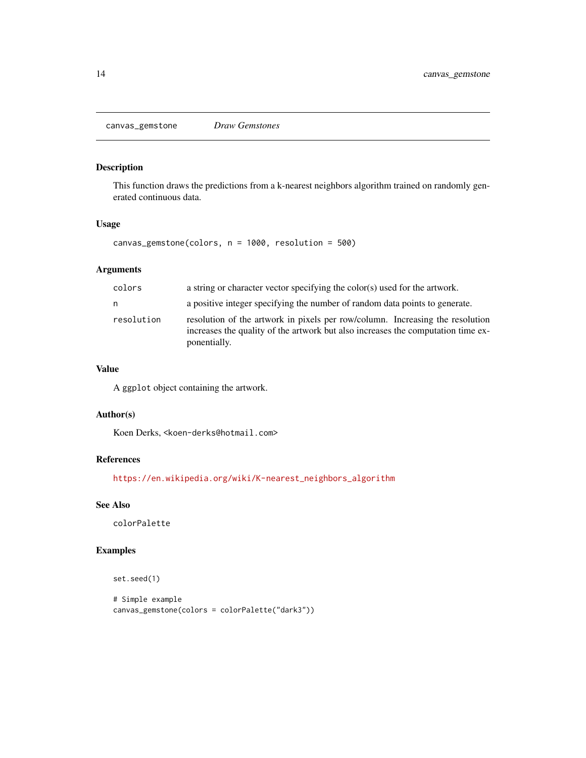## canvas_gemstone — *Draw Gemstones*

### Description

This function draws the predictions from a k-nearest neighbors algorithm trained on randomly generated continuous data.

### Usage

```
canvas_gemstone(colors, n = 1000, resolution = 500)
```

### Arguments

| | |
|---|---|
| `colors` | a string or character vector specifying the color(s) used for the artwork. |
| `n` | a positive integer specifying the number of random data points to generate. |
| `resolution` | resolution of the artwork in pixels per row/column. Increasing the resolution increases the quality of the artwork but also increases the computation time exponentially. |

### Value

A `ggplot` object containing the artwork.

### Author(s)

Koen Derks, `<koen-derks@hotmail.com>`

### References

https://en.wikipedia.org/wiki/K-nearest_neighbors_algorithm

### See Also

`colorPalette`

### Examples

```
set.seed(1)

# Simple example
canvas_gemstone(colors = colorPalette("dark3"))
```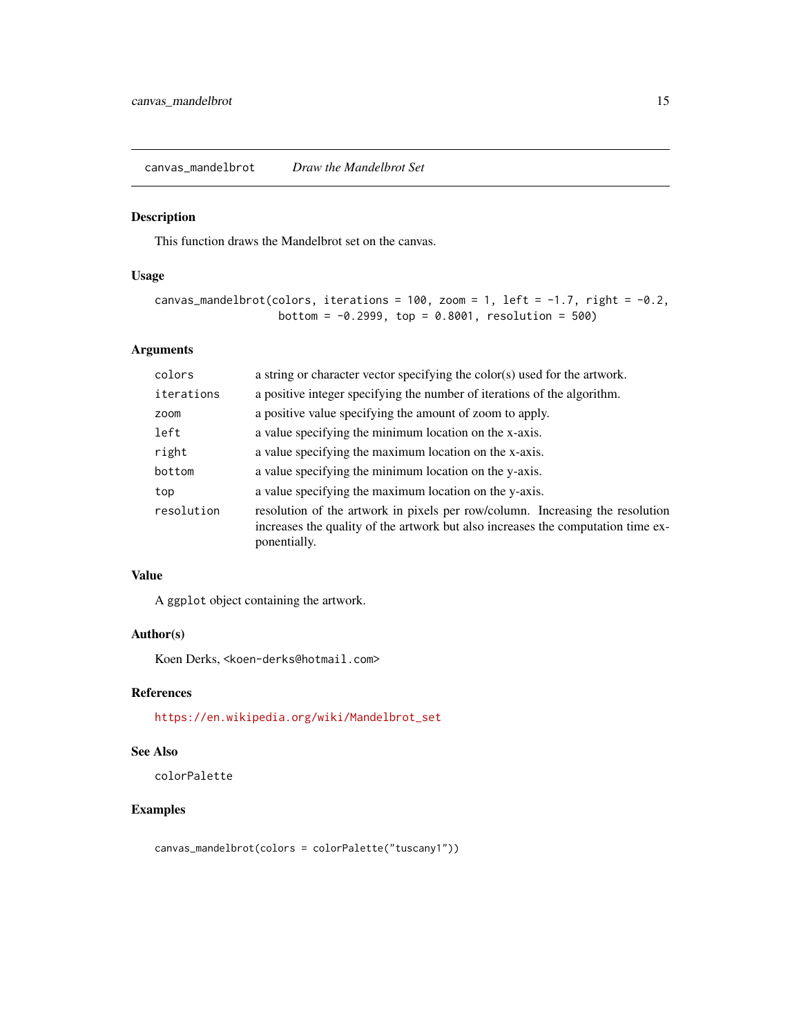## canvas_mandelbrot — *Draw the Mandelbrot Set*

### Description

This function draws the Mandelbrot set on the canvas.

### Usage

```
canvas_mandelbrot(colors, iterations = 100, zoom = 1, left = -1.7, right = -0.2,
                  bottom = -0.2999, top = 0.8001, resolution = 500)
```

### Arguments

| | |
|---|---|
| `colors` | a string or character vector specifying the color(s) used for the artwork. |
| `iterations` | a positive integer specifying the number of iterations of the algorithm. |
| `zoom` | a positive value specifying the amount of zoom to apply. |
| `left` | a value specifying the minimum location on the x-axis. |
| `right` | a value specifying the maximum location on the x-axis. |
| `bottom` | a value specifying the minimum location on the y-axis. |
| `top` | a value specifying the maximum location on the y-axis. |
| `resolution` | resolution of the artwork in pixels per row/column. Increasing the resolution increases the quality of the artwork but also increases the computation time exponentially. |

### Value

A `ggplot` object containing the artwork.

### Author(s)

Koen Derks, `<koen-derks@hotmail.com>`

### References

https://en.wikipedia.org/wiki/Mandelbrot_set

### See Also

`colorPalette`

### Examples

```
canvas_mandelbrot(colors = colorPalette("tuscany1"))
```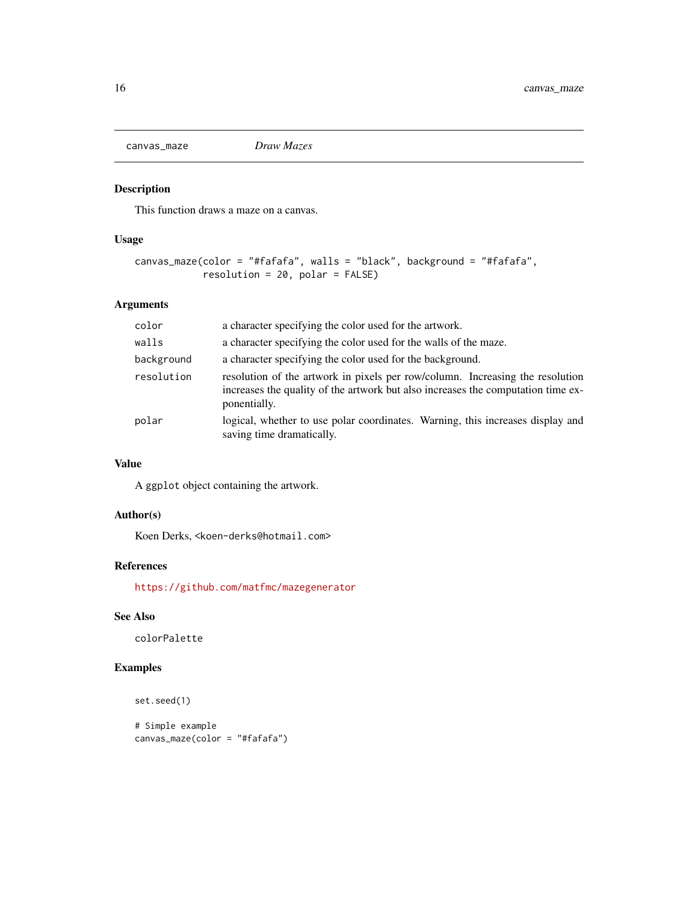## canvas_maze — *Draw Mazes*

### Description

This function draws a maze on a canvas.

### Usage

```
canvas_maze(color = "#fafafa", walls = "black", background = "#fafafa",
            resolution = 20, polar = FALSE)
```

### Arguments

| | |
|---|---|
| `color` | a character specifying the color used for the artwork. |
| `walls` | a character specifying the color used for the walls of the maze. |
| `background` | a character specifying the color used for the background. |
| `resolution` | resolution of the artwork in pixels per row/column. Increasing the resolution increases the quality of the artwork but also increases the computation time exponentially. |
| `polar` | logical, whether to use polar coordinates. Warning, this increases display and saving time dramatically. |

### Value

A `ggplot` object containing the artwork.

### Author(s)

Koen Derks, <koen-derks@hotmail.com>

### References

https://github.com/matfmc/mazegenerator

### See Also

`colorPalette`

### Examples

```
set.seed(1)

# Simple example
canvas_maze(color = "#fafafa")
```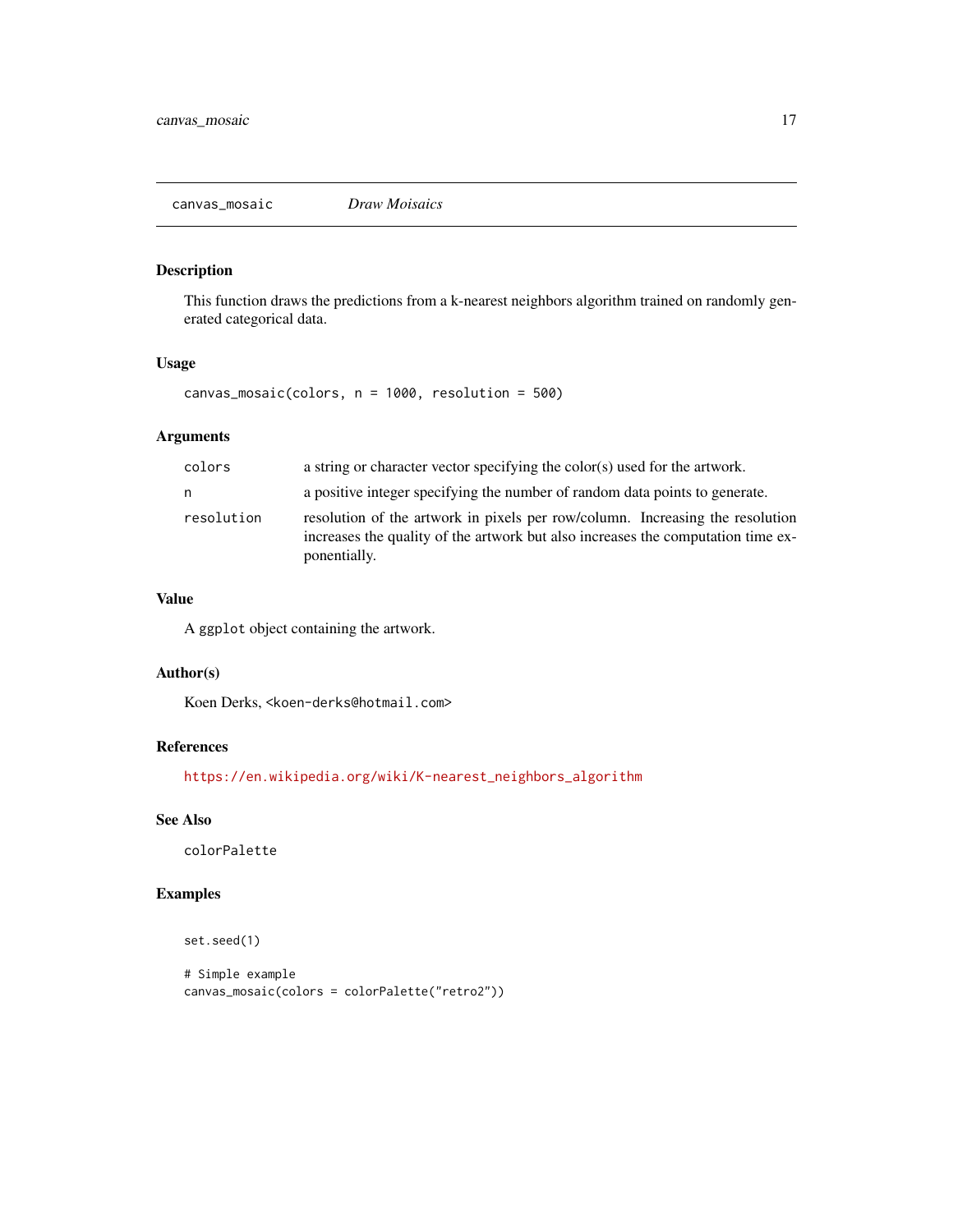canvas_mosaic *Draw Moisaics*

## Description

This function draws the predictions from a k-nearest neighbors algorithm trained on randomly generated categorical data.

## Usage

```
canvas_mosaic(colors, n = 1000, resolution = 500)
```

## Arguments

| | |
|---|---|
| colors | a string or character vector specifying the color(s) used for the artwork. |
| n | a positive integer specifying the number of random data points to generate. |
| resolution | resolution of the artwork in pixels per row/column. Increasing the resolution increases the quality of the artwork but also increases the computation time exponentially. |

## Value

A `ggplot` object containing the artwork.

## Author(s)

Koen Derks, <koen-derks@hotmail.com>

## References

https://en.wikipedia.org/wiki/K-nearest_neighbors_algorithm

## See Also

`colorPalette`

## Examples

```
set.seed(1)

# Simple example
canvas_mosaic(colors = colorPalette("retro2"))
```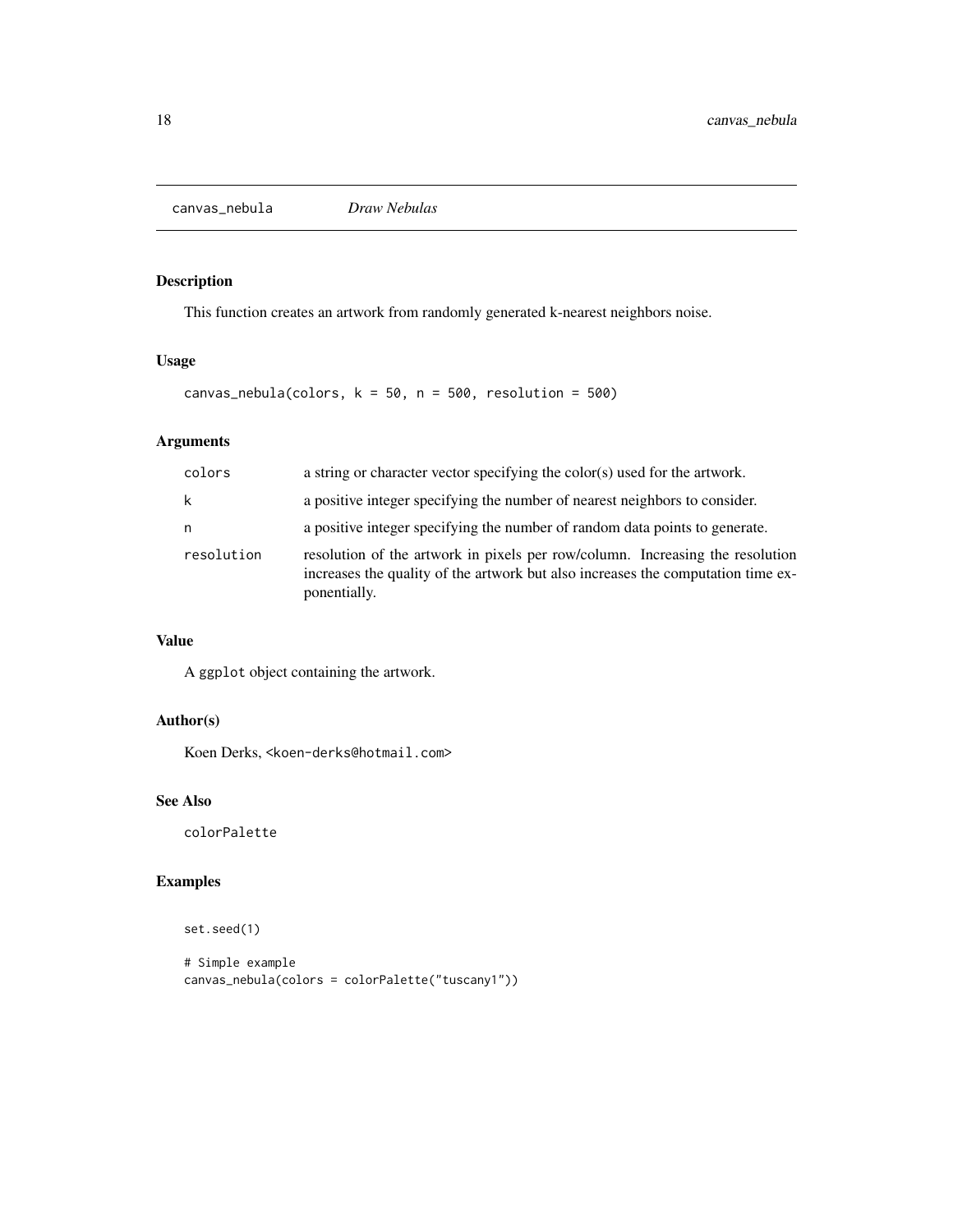canvas_nebula *Draw Nebulas*

## Description

This function creates an artwork from randomly generated k-nearest neighbors noise.

## Usage

```
canvas_nebula(colors, k = 50, n = 500, resolution = 500)
```

## Arguments

| | |
|---|---|
| colors | a string or character vector specifying the color(s) used for the artwork. |
| k | a positive integer specifying the number of nearest neighbors to consider. |
| n | a positive integer specifying the number of random data points to generate. |
| resolution | resolution of the artwork in pixels per row/column. Increasing the resolution increases the quality of the artwork but also increases the computation time exponentially. |

## Value

A `ggplot` object containing the artwork.

## Author(s)

Koen Derks, <koen-derks@hotmail.com>

## See Also

`colorPalette`

## Examples

```
set.seed(1)

# Simple example
canvas_nebula(colors = colorPalette("tuscany1"))
```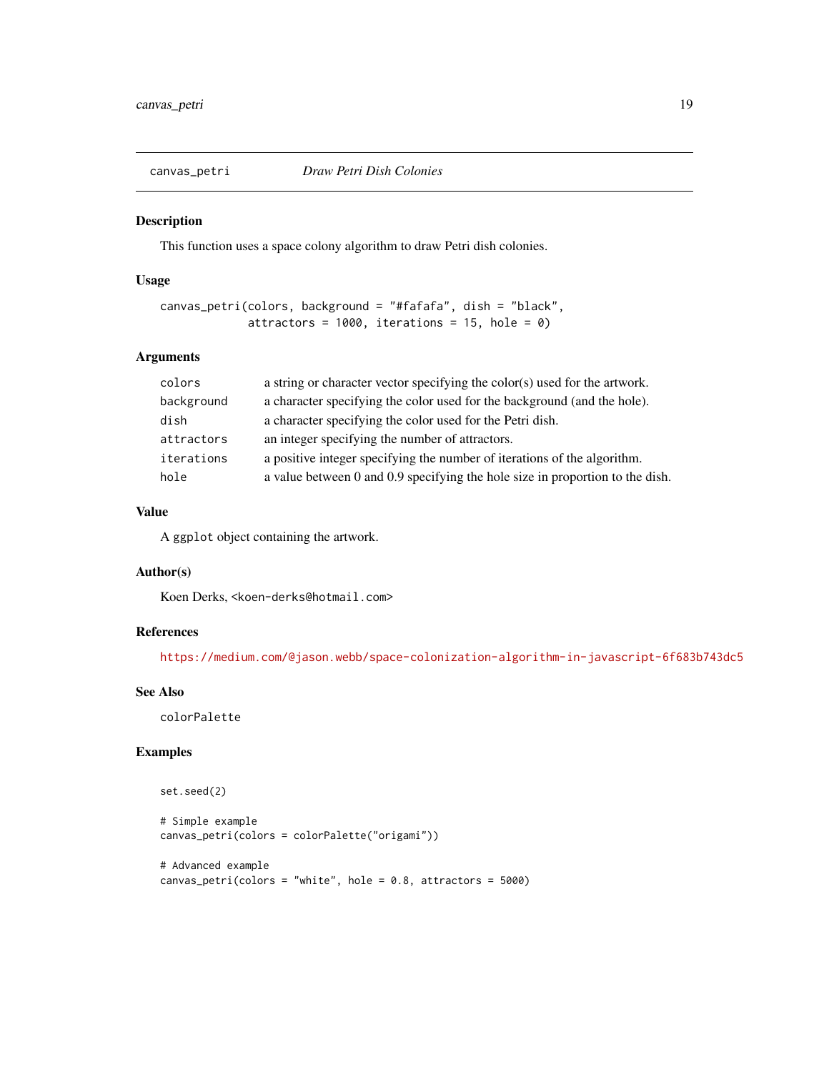# canvas_petri — *Draw Petri Dish Colonies*

## Description

This function uses a space colony algorithm to draw Petri dish colonies.

## Usage

```
canvas_petri(colors, background = "#fafafa", dish = "black",
             attractors = 1000, iterations = 15, hole = 0)
```

## Arguments

| | |
|---|---|
| `colors` | a string or character vector specifying the color(s) used for the artwork. |
| `background` | a character specifying the color used for the background (and the hole). |
| `dish` | a character specifying the color used for the Petri dish. |
| `attractors` | an integer specifying the number of attractors. |
| `iterations` | a positive integer specifying the number of iterations of the algorithm. |
| `hole` | a value between 0 and 0.9 specifying the hole size in proportion to the dish. |

## Value

A `ggplot` object containing the artwork.

## Author(s)

Koen Derks, `<koen-derks@hotmail.com>`

## References

https://medium.com/@jason.webb/space-colonization-algorithm-in-javascript-6f683b743dc5

## See Also

`colorPalette`

## Examples

```
set.seed(2)

# Simple example
canvas_petri(colors = colorPalette("origami"))

# Advanced example
canvas_petri(colors = "white", hole = 0.8, attractors = 5000)
```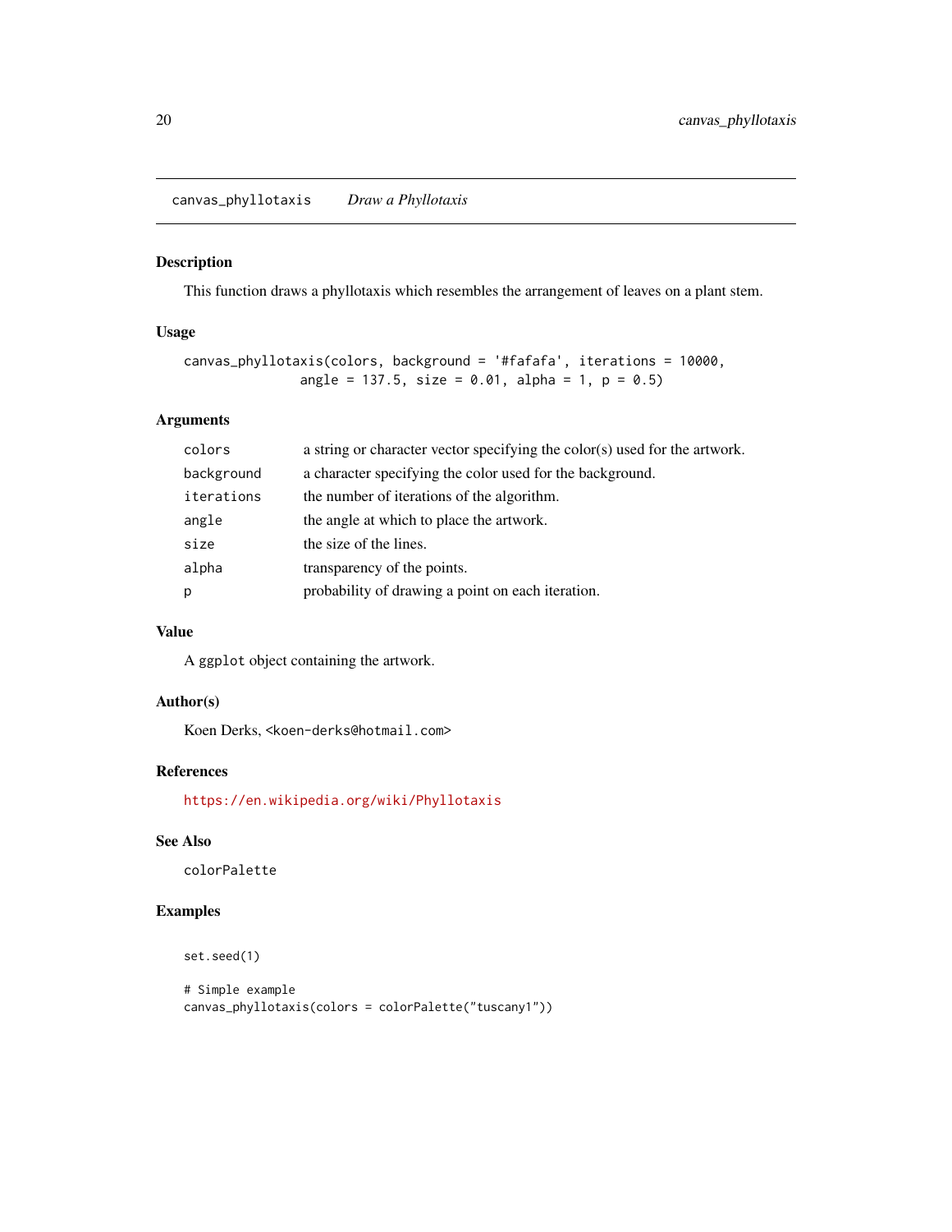# canvas_phyllotaxis — *Draw a Phyllotaxis*

## Description

This function draws a phyllotaxis which resembles the arrangement of leaves on a plant stem.

## Usage

```
canvas_phyllotaxis(colors, background = '#fafafa', iterations = 10000,
              angle = 137.5, size = 0.01, alpha = 1, p = 0.5)
```

## Arguments

| | |
|---|---|
| `colors` | a string or character vector specifying the color(s) used for the artwork. |
| `background` | a character specifying the color used for the background. |
| `iterations` | the number of iterations of the algorithm. |
| `angle` | the angle at which to place the artwork. |
| `size` | the size of the lines. |
| `alpha` | transparency of the points. |
| `p` | probability of drawing a point on each iteration. |

## Value

A `ggplot` object containing the artwork.

## Author(s)

Koen Derks, `<koen-derks@hotmail.com>`

## References

https://en.wikipedia.org/wiki/Phyllotaxis

## See Also

`colorPalette`

## Examples

```
set.seed(1)

# Simple example
canvas_phyllotaxis(colors = colorPalette("tuscany1"))
```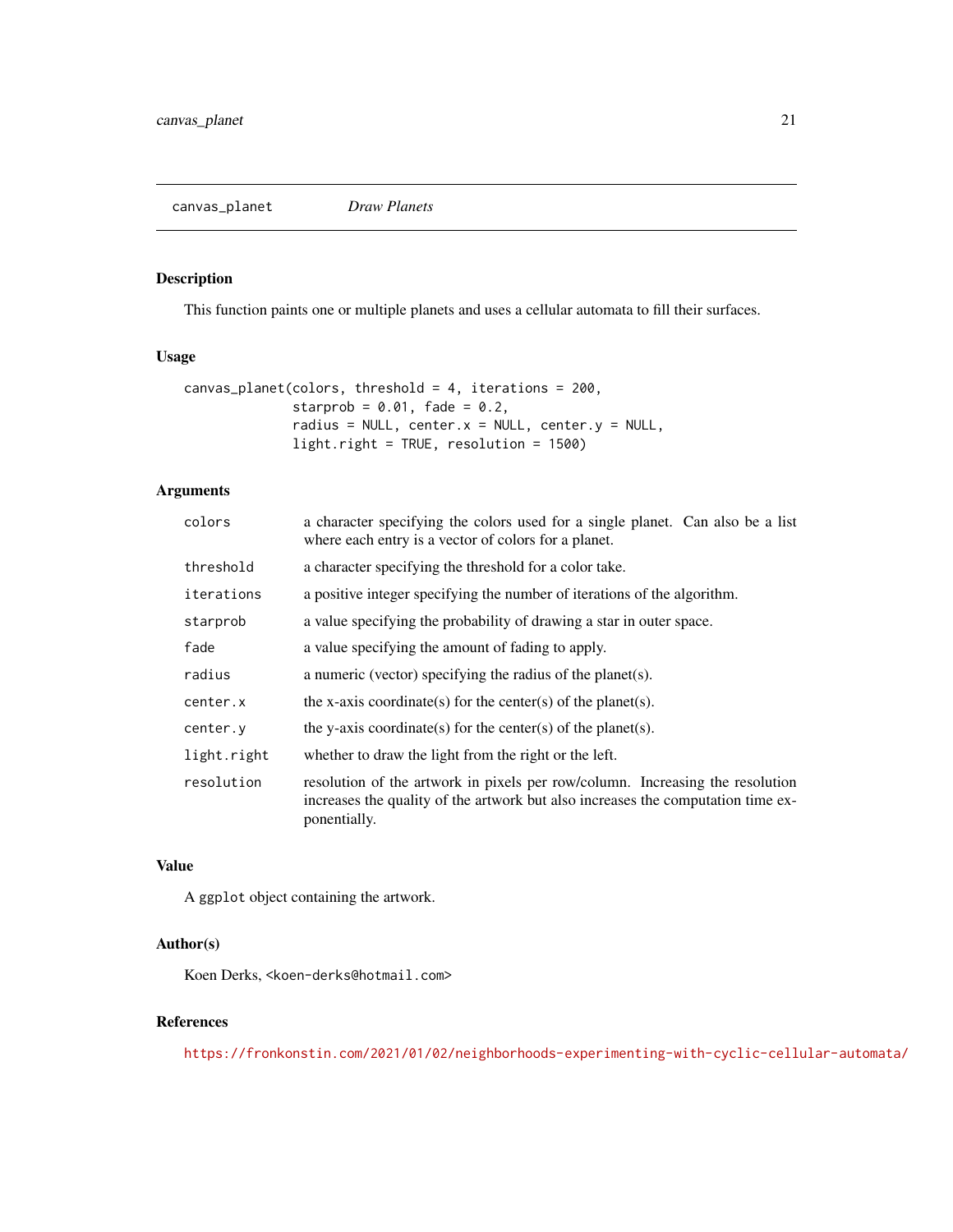canvas_planet *Draw Planets*

## Description

This function paints one or multiple planets and uses a cellular automata to fill their surfaces.

## Usage

```
canvas_planet(colors, threshold = 4, iterations = 200,
              starprob = 0.01, fade = 0.2,
              radius = NULL, center.x = NULL, center.y = NULL,
              light.right = TRUE, resolution = 1500)
```

## Arguments

| | |
|---|---|
| colors | a character specifying the colors used for a single planet. Can also be a list where each entry is a vector of colors for a planet. |
| threshold | a character specifying the threshold for a color take. |
| iterations | a positive integer specifying the number of iterations of the algorithm. |
| starprob | a value specifying the probability of drawing a star in outer space. |
| fade | a value specifying the amount of fading to apply. |
| radius | a numeric (vector) specifying the radius of the planet(s). |
| center.x | the x-axis coordinate(s) for the center(s) of the planet(s). |
| center.y | the y-axis coordinate(s) for the center(s) of the planet(s). |
| light.right | whether to draw the light from the right or the left. |
| resolution | resolution of the artwork in pixels per row/column. Increasing the resolution increases the quality of the artwork but also increases the computation time exponentially. |

## Value

A `ggplot` object containing the artwork.

## Author(s)

Koen Derks, <koen-derks@hotmail.com>

## References

https://fronkonstin.com/2021/01/02/neighborhoods-experimenting-with-cyclic-cellular-automata/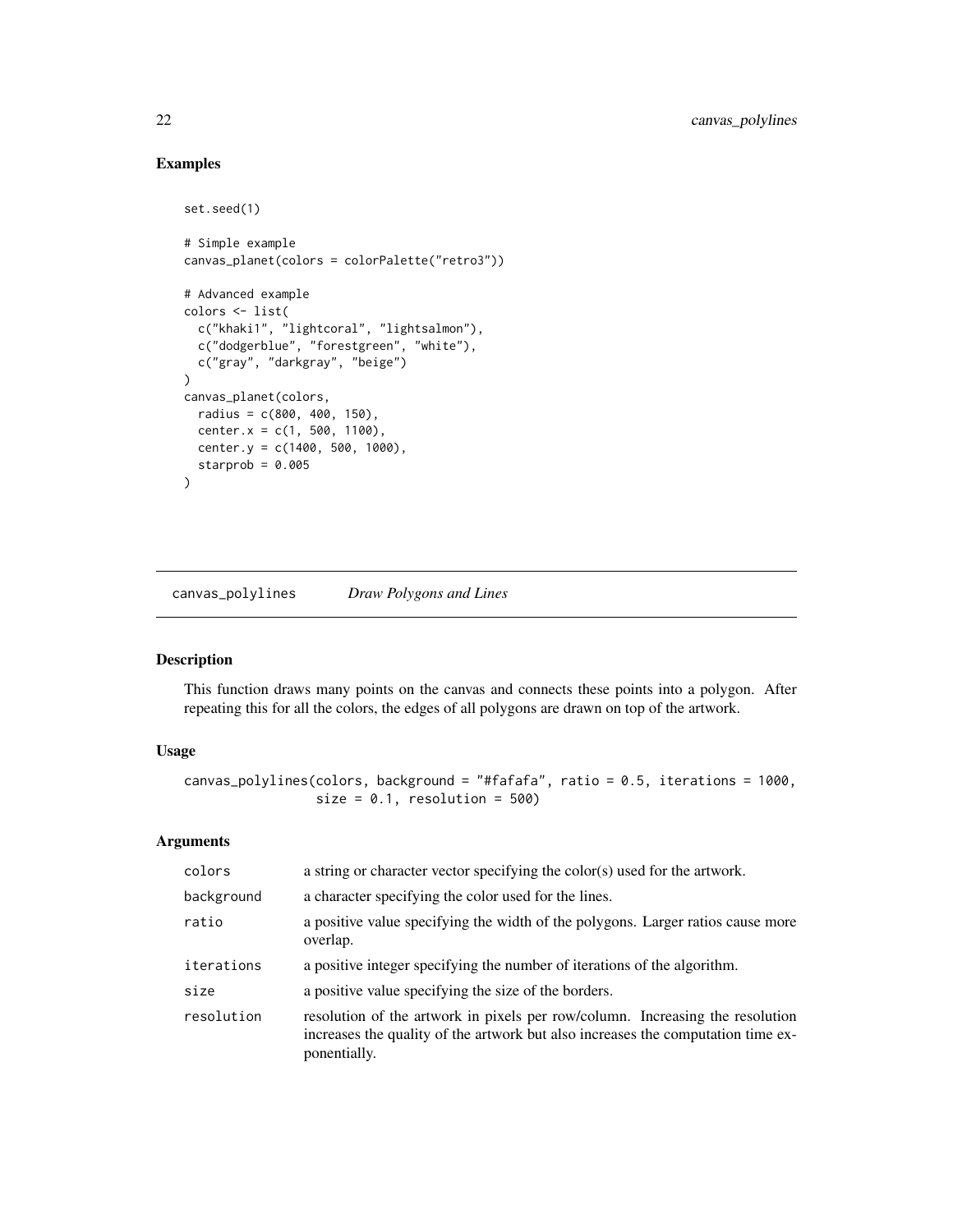## Examples

```
set.seed(1)

# Simple example
canvas_planet(colors = colorPalette("retro3"))

# Advanced example
colors <- list(
  c("khaki1", "lightcoral", "lightsalmon"),
  c("dodgerblue", "forestgreen", "white"),
  c("gray", "darkgray", "beige")
)
canvas_planet(colors,
  radius = c(800, 400, 150),
  center.x = c(1, 500, 1100),
  center.y = c(1400, 500, 1000),
  starprob = 0.005
)
```

---

# canvas_polylines *Draw Polygons and Lines*

## Description

This function draws many points on the canvas and connects these points into a polygon. After repeating this for all the colors, the edges of all polygons are drawn on top of the artwork.

## Usage

```
canvas_polylines(colors, background = "#fafafa", ratio = 0.5, iterations = 1000,
                 size = 0.1, resolution = 500)
```

## Arguments

| | |
|---|---|
| colors | a string or character vector specifying the color(s) used for the artwork. |
| background | a character specifying the color used for the lines. |
| ratio | a positive value specifying the width of the polygons. Larger ratios cause more overlap. |
| iterations | a positive integer specifying the number of iterations of the algorithm. |
| size | a positive value specifying the size of the borders. |
| resolution | resolution of the artwork in pixels per row/column. Increasing the resolution increases the quality of the artwork but also increases the computation time exponentially. |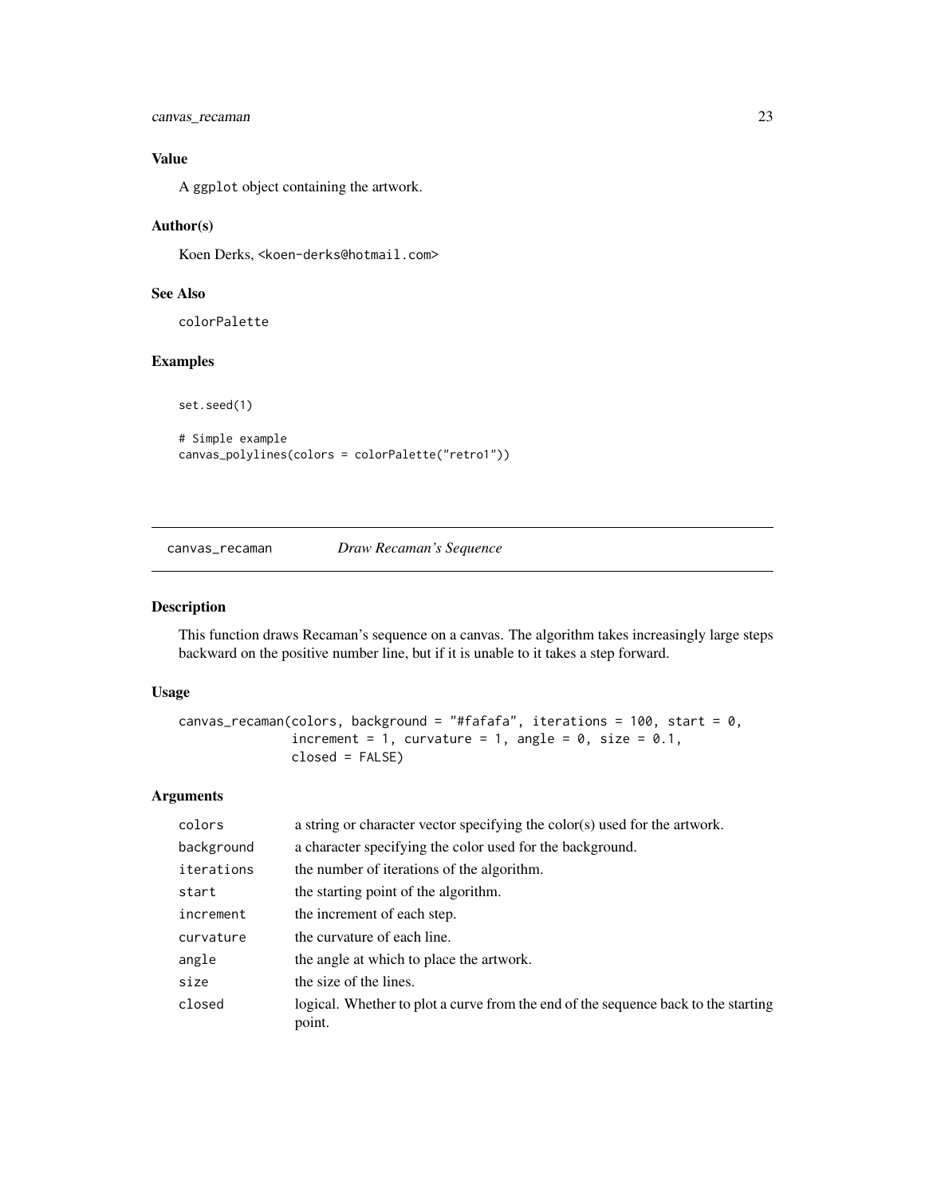## Value

A `ggplot` object containing the artwork.

## Author(s)

Koen Derks, <koen-derks@hotmail.com>

## See Also

`colorPalette`

## Examples

```
set.seed(1)

# Simple example
canvas_polylines(colors = colorPalette("retro1"))
```

---

# canvas_recaman — *Draw Recaman's Sequence*

## Description

This function draws Recaman's sequence on a canvas. The algorithm takes increasingly large steps backward on the positive number line, but if it is unable to it takes a step forward.

## Usage

```
canvas_recaman(colors, background = "#fafafa", iterations = 100, start = 0,
               increment = 1, curvature = 1, angle = 0, size = 0.1,
               closed = FALSE)
```

## Arguments

| | |
|---|---|
| `colors` | a string or character vector specifying the color(s) used for the artwork. |
| `background` | a character specifying the color used for the background. |
| `iterations` | the number of iterations of the algorithm. |
| `start` | the starting point of the algorithm. |
| `increment` | the increment of each step. |
| `curvature` | the curvature of each line. |
| `angle` | the angle at which to place the artwork. |
| `size` | the size of the lines. |
| `closed` | logical. Whether to plot a curve from the end of the sequence back to the starting point. |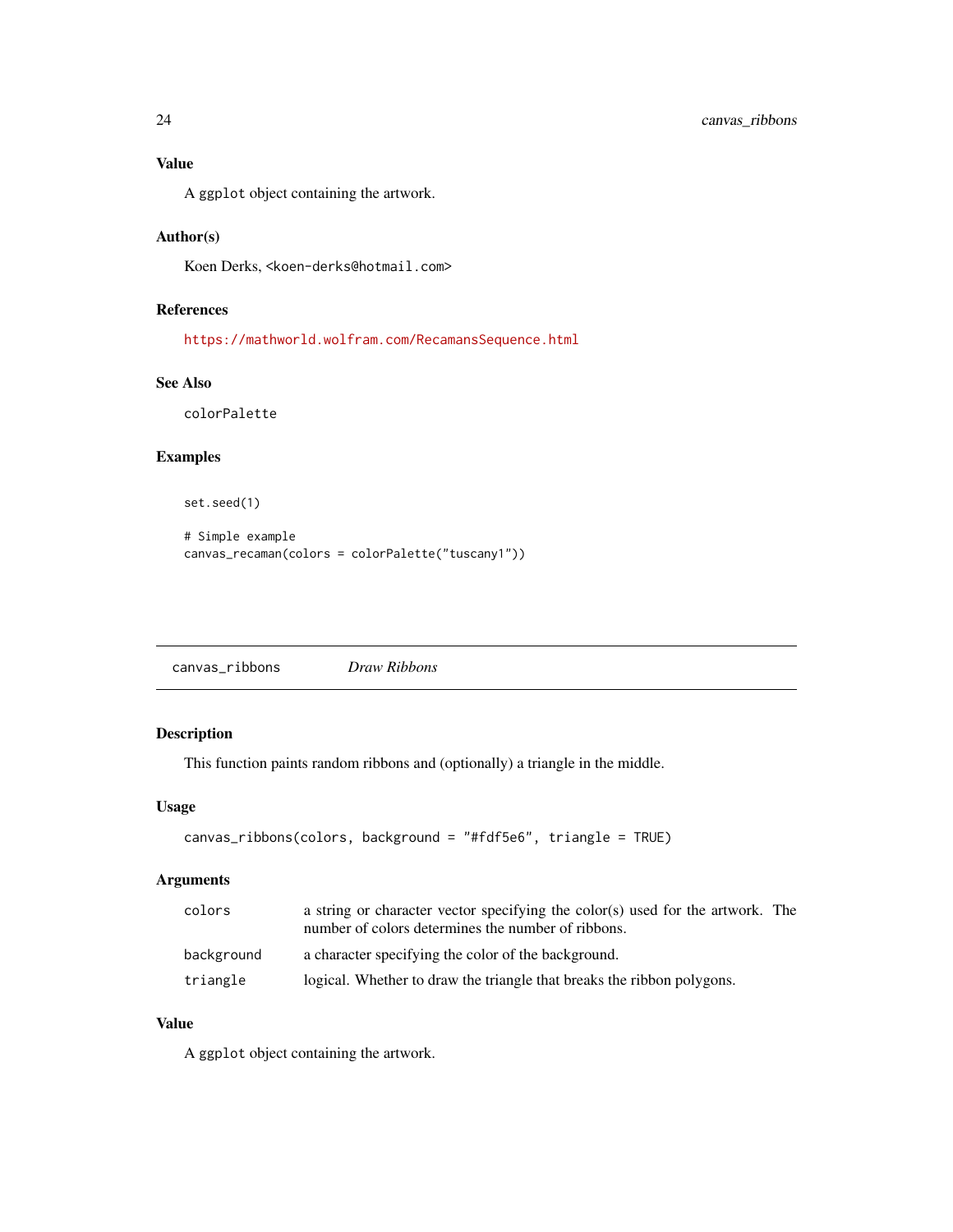### Value

A `ggplot` object containing the artwork.

### Author(s)

Koen Derks, <koen-derks@hotmail.com>

### References

https://mathworld.wolfram.com/RecamansSequence.html

### See Also

`colorPalette`

### Examples

```
set.seed(1)

# Simple example
canvas_recaman(colors = colorPalette("tuscany1"))
```

---

## canvas_ribbons    *Draw Ribbons*

### Description

This function paints random ribbons and (optionally) a triangle in the middle.

### Usage

```
canvas_ribbons(colors, background = "#fdf5e6", triangle = TRUE)
```

### Arguments

| | |
|---|---|
| `colors` | a string or character vector specifying the color(s) used for the artwork. The number of colors determines the number of ribbons. |
| `background` | a character specifying the color of the background. |
| `triangle` | logical. Whether to draw the triangle that breaks the ribbon polygons. |

### Value

A `ggplot` object containing the artwork.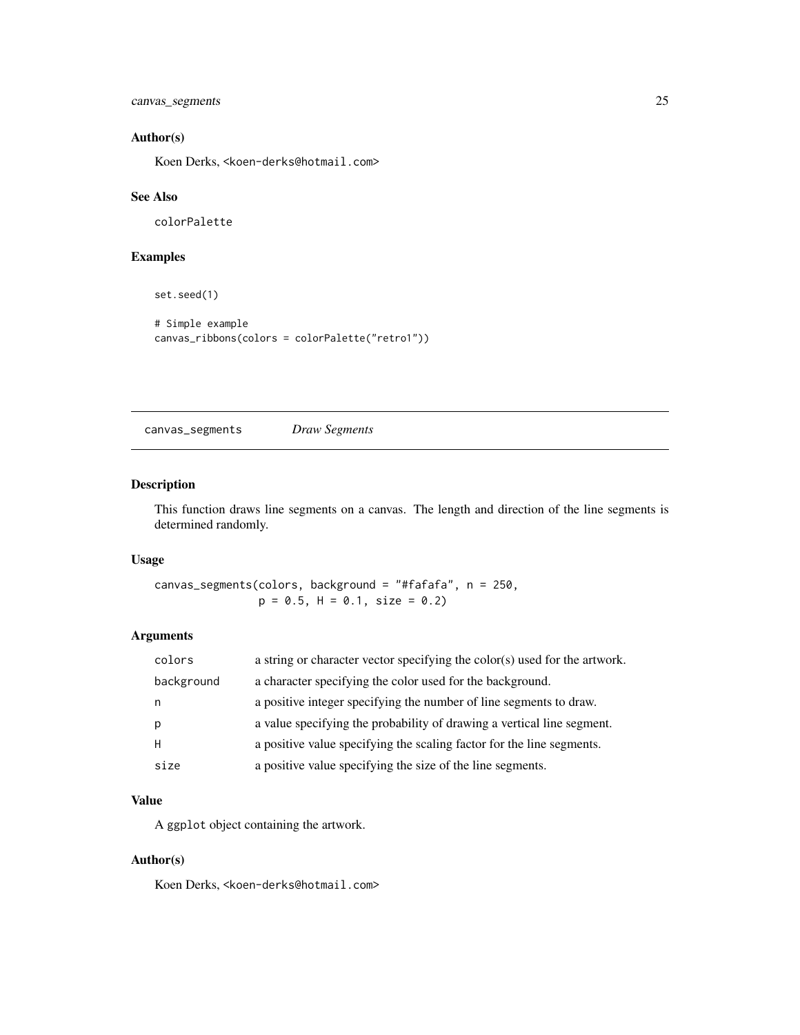### Author(s)

Koen Derks, <koen-derks@hotmail.com>

### See Also

colorPalette

### Examples

```
set.seed(1)

# Simple example
canvas_ribbons(colors = colorPalette("retro1"))
```

---

## canvas_segments *Draw Segments*

---

### Description

This function draws line segments on a canvas. The length and direction of the line segments is determined randomly.

### Usage

```
canvas_segments(colors, background = "#fafafa", n = 250,
                p = 0.5, H = 0.1, size = 0.2)
```

### Arguments

| | |
|---|---|
| colors | a string or character vector specifying the color(s) used for the artwork. |
| background | a character specifying the color used for the background. |
| n | a positive integer specifying the number of line segments to draw. |
| p | a value specifying the probability of drawing a vertical line segment. |
| H | a positive value specifying the scaling factor for the line segments. |
| size | a positive value specifying the size of the line segments. |

### Value

A ggplot object containing the artwork.

### Author(s)

Koen Derks, <koen-derks@hotmail.com>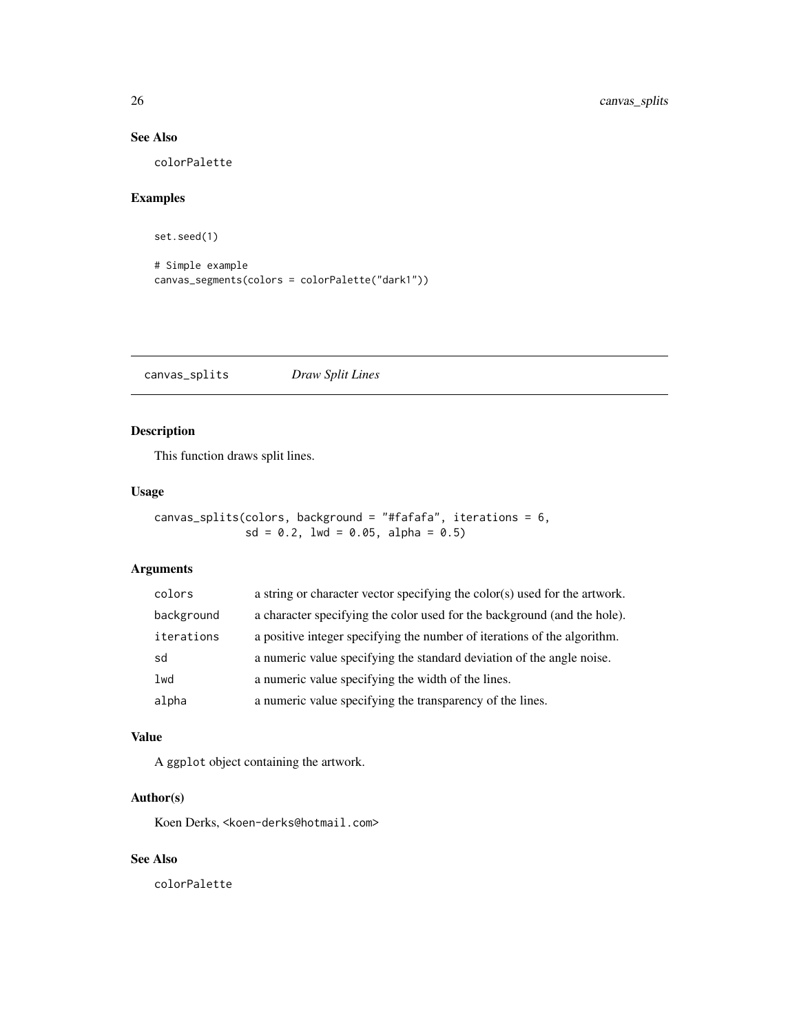## See Also

colorPalette

## Examples

```
set.seed(1)

# Simple example
canvas_segments(colors = colorPalette("dark1"))
```

---

# canvas_splits *Draw Split Lines*

---

## Description

This function draws split lines.

## Usage

```
canvas_splits(colors, background = "#fafafa", iterations = 6,
              sd = 0.2, lwd = 0.05, alpha = 0.5)
```

## Arguments

| | |
|---|---|
| colors | a string or character vector specifying the color(s) used for the artwork. |
| background | a character specifying the color used for the background (and the hole). |
| iterations | a positive integer specifying the number of iterations of the algorithm. |
| sd | a numeric value specifying the standard deviation of the angle noise. |
| lwd | a numeric value specifying the width of the lines. |
| alpha | a numeric value specifying the transparency of the lines. |

## Value

A ggplot object containing the artwork.

## Author(s)

Koen Derks, <koen-derks@hotmail.com>

## See Also

colorPalette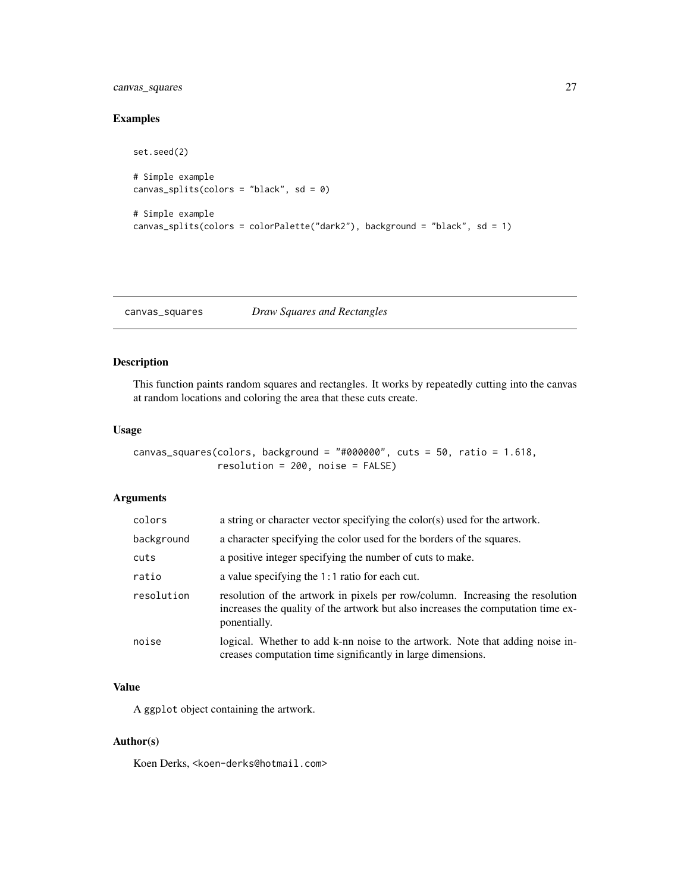## Examples

```
set.seed(2)

# Simple example
canvas_splits(colors = "black", sd = 0)

# Simple example
canvas_splits(colors = colorPalette("dark2"), background = "black", sd = 1)
```

---

# canvas_squares *Draw Squares and Rectangles*

---

## Description

This function paints random squares and rectangles. It works by repeatedly cutting into the canvas at random locations and coloring the area that these cuts create.

## Usage

```
canvas_squares(colors, background = "#000000", cuts = 50, ratio = 1.618,
               resolution = 200, noise = FALSE)
```

## Arguments

| | |
|---|---|
| colors | a string or character vector specifying the color(s) used for the artwork. |
| background | a character specifying the color used for the borders of the squares. |
| cuts | a positive integer specifying the number of cuts to make. |
| ratio | a value specifying the `1:1` ratio for each cut. |
| resolution | resolution of the artwork in pixels per row/column. Increasing the resolution increases the quality of the artwork but also increases the computation time exponentially. |
| noise | logical. Whether to add k-nn noise to the artwork. Note that adding noise increases computation time significantly in large dimensions. |

## Value

A `ggplot` object containing the artwork.

## Author(s)

Koen Derks, <koen-derks@hotmail.com>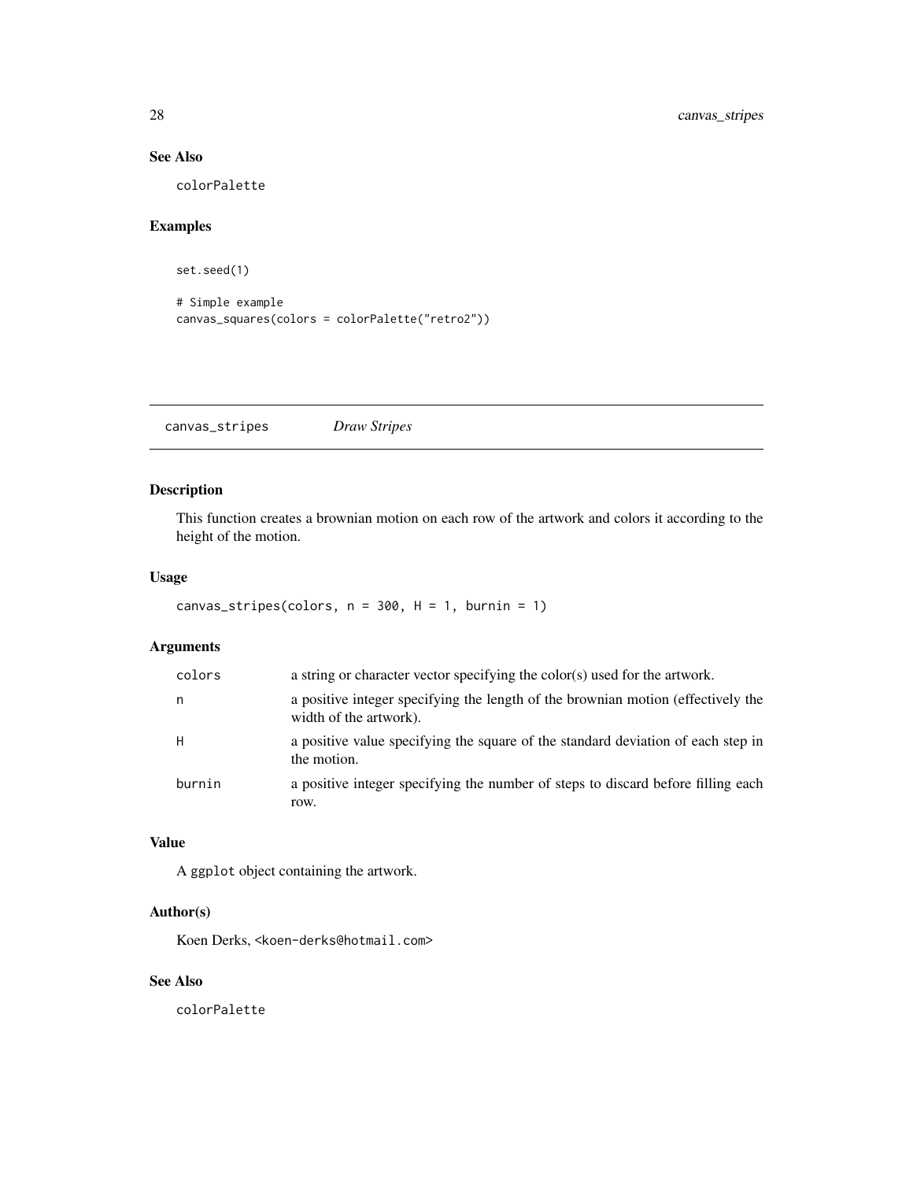## See Also

colorPalette

## Examples

```
set.seed(1)

# Simple example
canvas_squares(colors = colorPalette("retro2"))
```

---

# canvas_stripes *Draw Stripes*

---

## Description

This function creates a brownian motion on each row of the artwork and colors it according to the height of the motion.

## Usage

```
canvas_stripes(colors, n = 300, H = 1, burnin = 1)
```

## Arguments

| | |
|---|---|
| colors | a string or character vector specifying the color(s) used for the artwork. |
| n | a positive integer specifying the length of the brownian motion (effectively the width of the artwork). |
| H | a positive value specifying the square of the standard deviation of each step in the motion. |
| burnin | a positive integer specifying the number of steps to discard before filling each row. |

## Value

A `ggplot` object containing the artwork.

## Author(s)

Koen Derks, <koen-derks@hotmail.com>

## See Also

colorPalette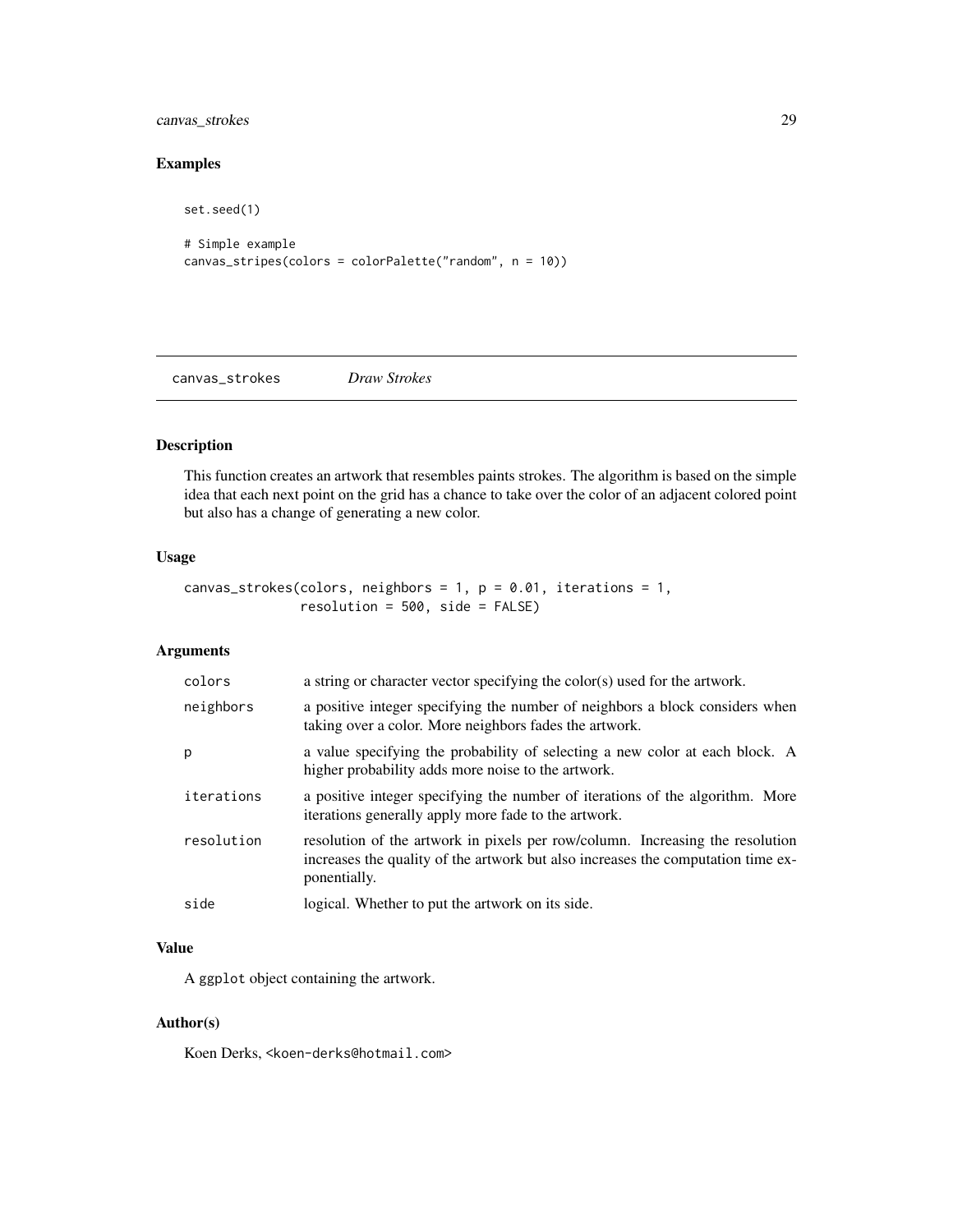## Examples

```
set.seed(1)

# Simple example
canvas_stripes(colors = colorPalette("random", n = 10))
```

---

# canvas_strokes *Draw Strokes*

---

## Description

This function creates an artwork that resembles paints strokes. The algorithm is based on the simple idea that each next point on the grid has a chance to take over the color of an adjacent colored point but also has a change of generating a new color.

## Usage

```
canvas_strokes(colors, neighbors = 1, p = 0.01, iterations = 1,
               resolution = 500, side = FALSE)
```

## Arguments

| | |
|---|---|
| colors | a string or character vector specifying the color(s) used for the artwork. |
| neighbors | a positive integer specifying the number of neighbors a block considers when taking over a color. More neighbors fades the artwork. |
| p | a value specifying the probability of selecting a new color at each block. A higher probability adds more noise to the artwork. |
| iterations | a positive integer specifying the number of iterations of the algorithm. More iterations generally apply more fade to the artwork. |
| resolution | resolution of the artwork in pixels per row/column. Increasing the resolution increases the quality of the artwork but also increases the computation time exponentially. |
| side | logical. Whether to put the artwork on its side. |

## Value

A `ggplot` object containing the artwork.

## Author(s)

Koen Derks, <koen-derks@hotmail.com>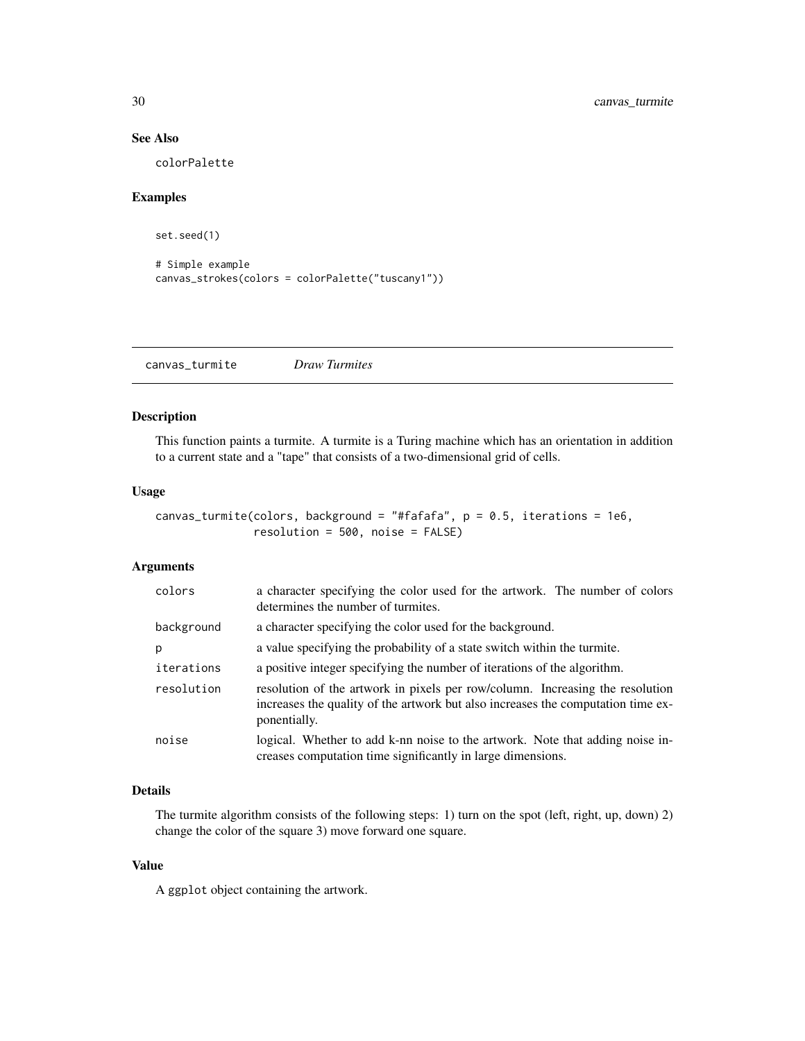### See Also

colorPalette

### Examples

```
set.seed(1)

# Simple example
canvas_strokes(colors = colorPalette("tuscany1"))
```

---

## canvas_turmite — *Draw Turmites*

### Description

This function paints a turmite. A turmite is a Turing machine which has an orientation in addition to a current state and a "tape" that consists of a two-dimensional grid of cells.

### Usage

```
canvas_turmite(colors, background = "#fafafa", p = 0.5, iterations = 1e6,
               resolution = 500, noise = FALSE)
```

### Arguments

| Argument | Description |
|---|---|
| colors | a character specifying the color used for the artwork. The number of colors determines the number of turmites. |
| background | a character specifying the color used for the background. |
| p | a value specifying the probability of a state switch within the turmite. |
| iterations | a positive integer specifying the number of iterations of the algorithm. |
| resolution | resolution of the artwork in pixels per row/column. Increasing the resolution increases the quality of the artwork but also increases the computation time exponentially. |
| noise | logical. Whether to add k-nn noise to the artwork. Note that adding noise increases computation time significantly in large dimensions. |

### Details

The turmite algorithm consists of the following steps: 1) turn on the spot (left, right, up, down) 2) change the color of the square 3) move forward one square.

### Value

A ggplot object containing the artwork.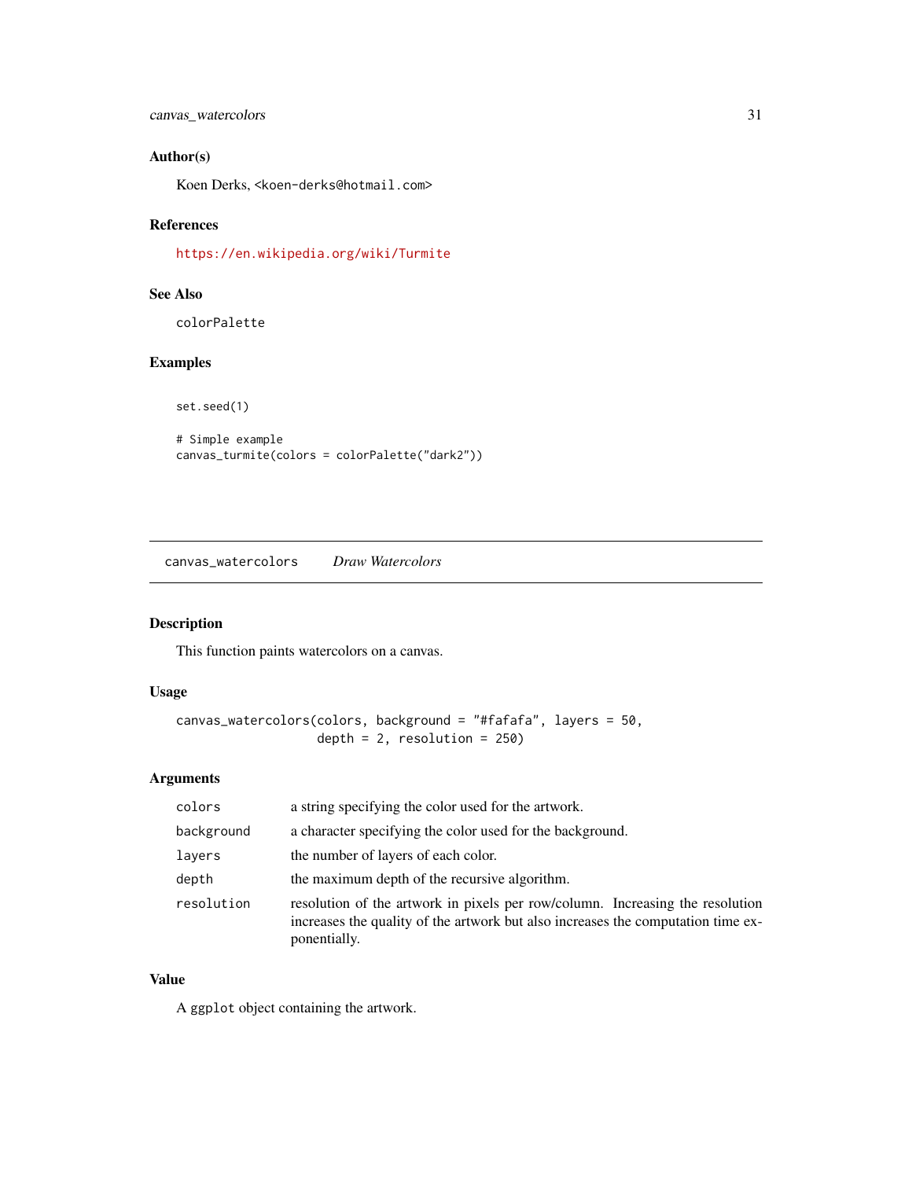### Author(s)

Koen Derks, <koen-derks@hotmail.com>

### References

https://en.wikipedia.org/wiki/Turmite

### See Also

colorPalette

### Examples

```
set.seed(1)

# Simple example
canvas_turmite(colors = colorPalette("dark2"))
```

---

## canvas_watercolors    *Draw Watercolors*

---

### Description

This function paints watercolors on a canvas.

### Usage

```
canvas_watercolors(colors, background = "#fafafa", layers = 50,
                   depth = 2, resolution = 250)
```

### Arguments

| | |
|---|---|
| colors | a string specifying the color used for the artwork. |
| background | a character specifying the color used for the background. |
| layers | the number of layers of each color. |
| depth | the maximum depth of the recursive algorithm. |
| resolution | resolution of the artwork in pixels per row/column. Increasing the resolution increases the quality of the artwork but also increases the computation time exponentially. |

### Value

A ggplot object containing the artwork.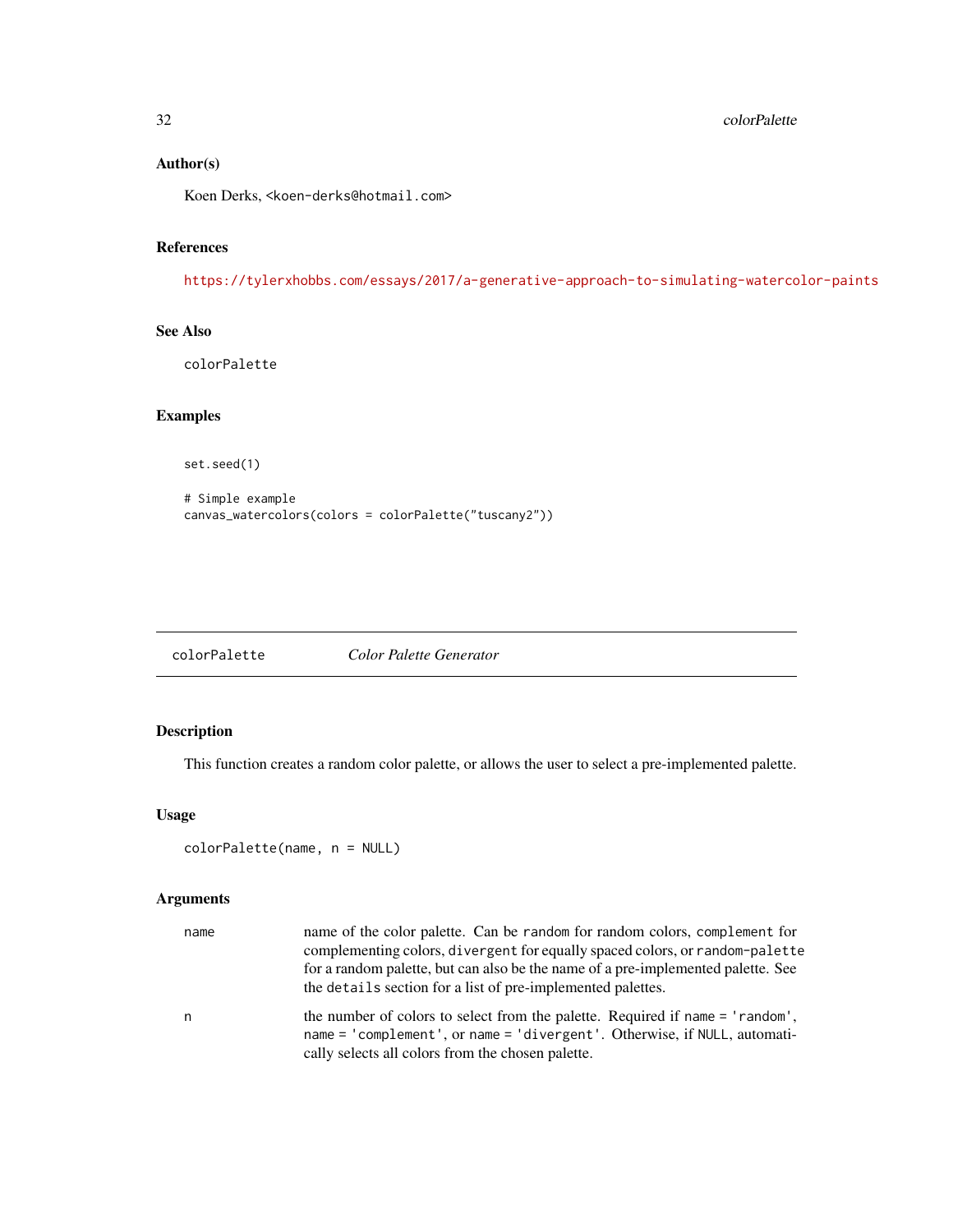## Author(s)

Koen Derks, <koen-derks@hotmail.com>

## References

https://tylerxhobbs.com/essays/2017/a-generative-approach-to-simulating-watercolor-paints

## See Also

colorPalette

## Examples

```
set.seed(1)

# Simple example
canvas_watercolors(colors = colorPalette("tuscany2"))
```

---

# colorPalette *Color Palette Generator*

## Description

This function creates a random color palette, or allows the user to select a pre-implemented palette.

## Usage

```
colorPalette(name, n = NULL)
```

## Arguments

| | |
|---|---|
| name | name of the color palette. Can be `random` for random colors, `complement` for complementing colors, `divergent` for equally spaced colors, or `random-palette` for a random palette, but can also be the name of a pre-implemented palette. See the `details` section for a list of pre-implemented palettes. |
| n | the number of colors to select from the palette. Required if `name = 'random'`, `name = 'complement'`, or `name = 'divergent'`. Otherwise, if `NULL`, automatically selects all colors from the chosen palette. |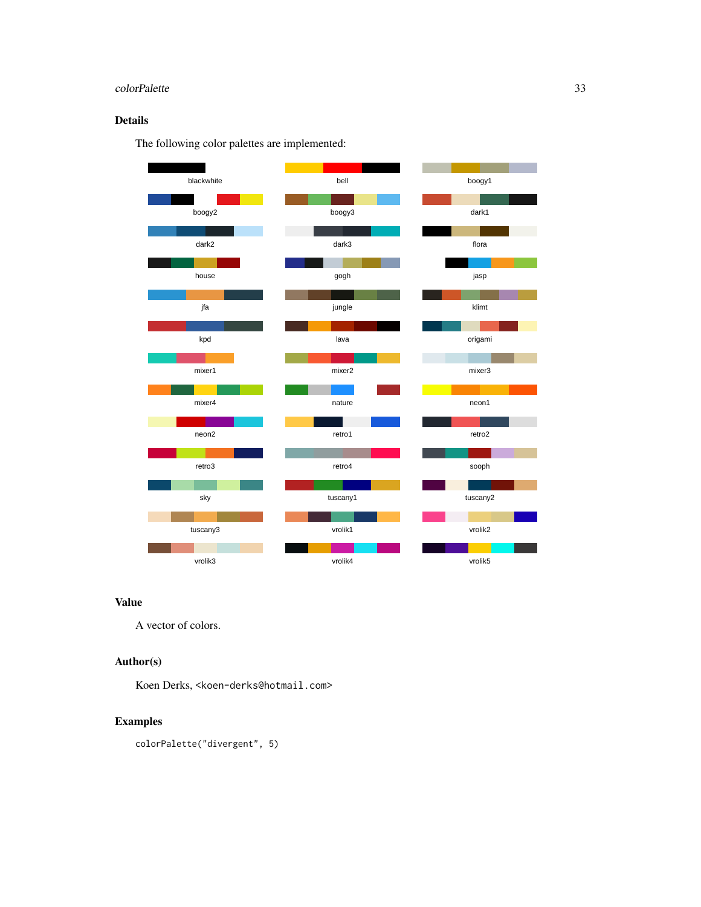## Details

The following color palettes are implemented:

| | | |
|---|---|---|
| blackwhite | bell | boogy1 |
| boogy2 | boogy3 | dark1 |
| dark2 | dark3 | flora |
| house | gogh | jasp |
| jfa | jungle | klimt |
| kpd | lava | origami |
| mixer1 | mixer2 | mixer3 |
| mixer4 | nature | neon1 |
| neon2 | retro1 | retro2 |
| retro3 | retro4 | sooph |
| sky | tuscany1 | tuscany2 |
| tuscany3 | vrolik1 | vrolik2 |
| vrolik3 | vrolik4 | vrolik5 |

## Value

A vector of colors.

## Author(s)

Koen Derks, <koen-derks@hotmail.com>

## Examples

```
colorPalette("divergent", 5)
```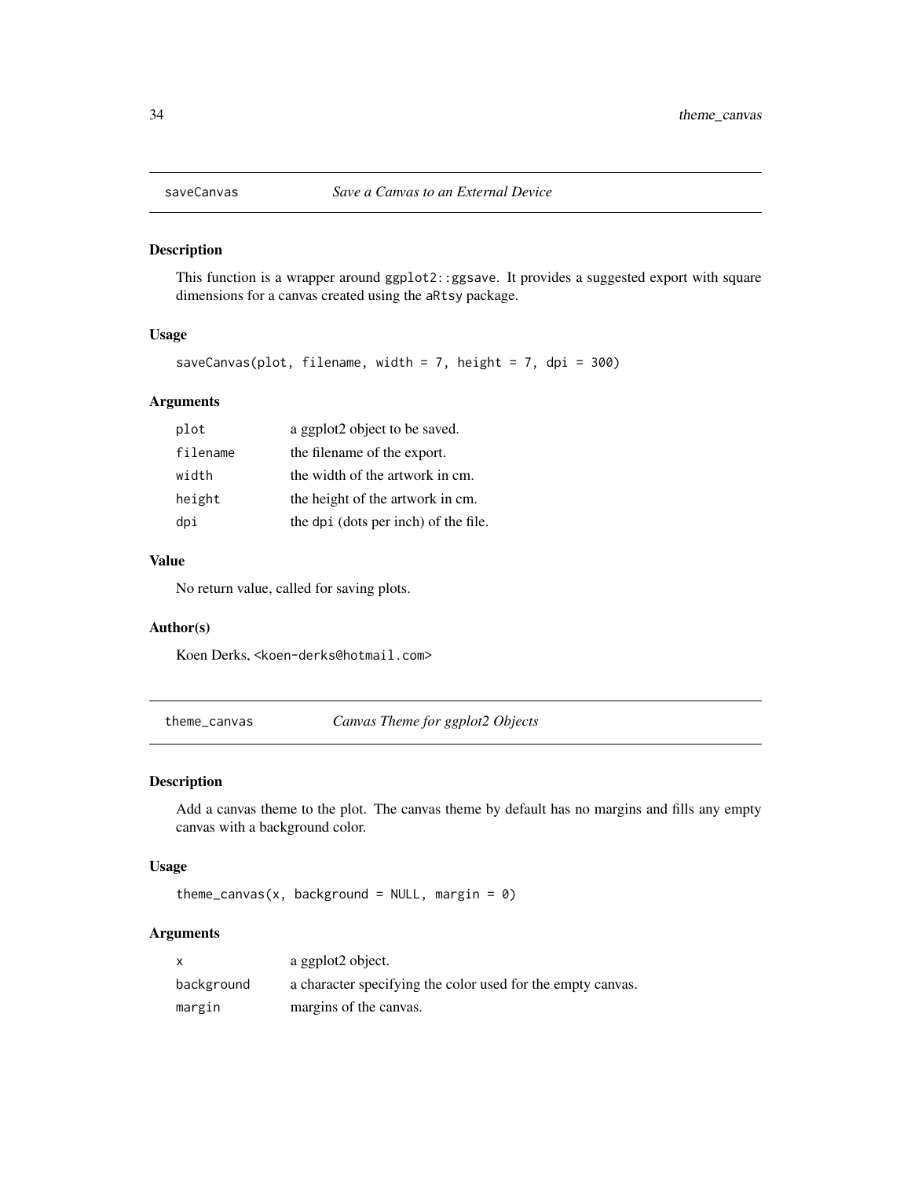## saveCanvas — *Save a Canvas to an External Device*

### Description

This function is a wrapper around `ggplot2::ggsave`. It provides a suggested export with square dimensions for a canvas created using the `aRtsy` package.

### Usage

```
saveCanvas(plot, filename, width = 7, height = 7, dpi = 300)
```

### Arguments

| | |
|---|---|
| `plot` | a ggplot2 object to be saved. |
| `filename` | the filename of the export. |
| `width` | the width of the artwork in cm. |
| `height` | the height of the artwork in cm. |
| `dpi` | the `dpi` (dots per inch) of the file. |

### Value

No return value, called for saving plots.

### Author(s)

Koen Derks, `<koen-derks@hotmail.com>`

## theme_canvas — *Canvas Theme for ggplot2 Objects*

### Description

Add a canvas theme to the plot. The canvas theme by default has no margins and fills any empty canvas with a background color.

### Usage

```
theme_canvas(x, background = NULL, margin = 0)
```

### Arguments

| | |
|---|---|
| `x` | a ggplot2 object. |
| `background` | a character specifying the color used for the empty canvas. |
| `margin` | margins of the canvas. |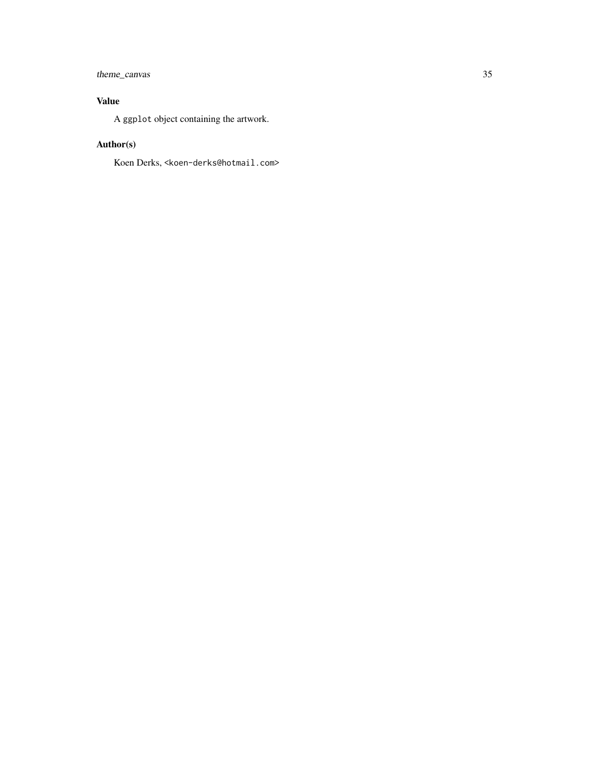## Value

A `ggplot` object containing the artwork.

## Author(s)

Koen Derks, <koen-derks@hotmail.com>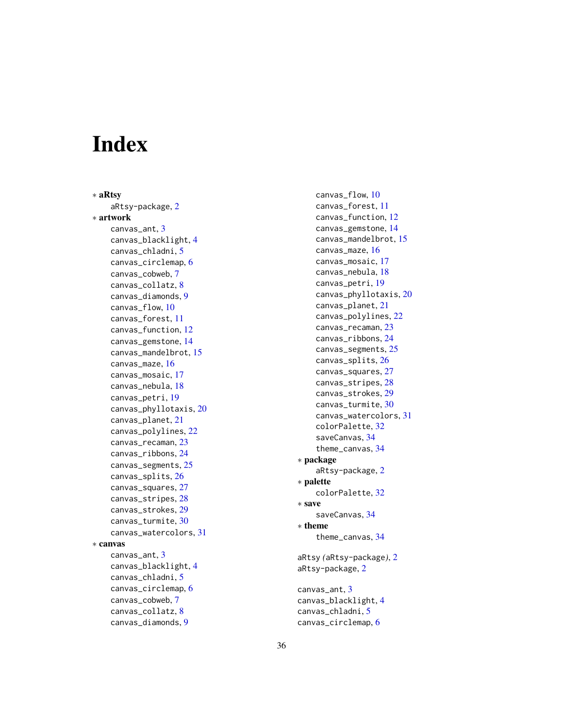# Index

* **aRtsy**
  - aRtsy-package, 2
* **artwork**
  - canvas_ant, 3
  - canvas_blacklight, 4
  - canvas_chladni, 5
  - canvas_circlemap, 6
  - canvas_cobweb, 7
  - canvas_collatz, 8
  - canvas_diamonds, 9
  - canvas_flow, 10
  - canvas_forest, 11
  - canvas_function, 12
  - canvas_gemstone, 14
  - canvas_mandelbrot, 15
  - canvas_maze, 16
  - canvas_mosaic, 17
  - canvas_nebula, 18
  - canvas_petri, 19
  - canvas_phyllotaxis, 20
  - canvas_planet, 21
  - canvas_polylines, 22
  - canvas_recaman, 23
  - canvas_ribbons, 24
  - canvas_segments, 25
  - canvas_splits, 26
  - canvas_squares, 27
  - canvas_stripes, 28
  - canvas_strokes, 29
  - canvas_turmite, 30
  - canvas_watercolors, 31
* **canvas**
  - canvas_ant, 3
  - canvas_blacklight, 4
  - canvas_chladni, 5
  - canvas_circlemap, 6
  - canvas_cobweb, 7
  - canvas_collatz, 8
  - canvas_diamonds, 9
  - canvas_flow, 10
  - canvas_forest, 11
  - canvas_function, 12
  - canvas_gemstone, 14
  - canvas_mandelbrot, 15
  - canvas_maze, 16
  - canvas_mosaic, 17
  - canvas_nebula, 18
  - canvas_petri, 19
  - canvas_phyllotaxis, 20
  - canvas_planet, 21
  - canvas_polylines, 22
  - canvas_recaman, 23
  - canvas_ribbons, 24
  - canvas_segments, 25
  - canvas_splits, 26
  - canvas_squares, 27
  - canvas_stripes, 28
  - canvas_strokes, 29
  - canvas_turmite, 30
  - canvas_watercolors, 31
  - colorPalette, 32
  - saveCanvas, 34
  - theme_canvas, 34
* **package**
  - aRtsy-package, 2
* **palette**
  - colorPalette, 32
* **save**
  - saveCanvas, 34
* **theme**
  - theme_canvas, 34

aRtsy *(*aRtsy-package*)*, 2
aRtsy-package, 2

canvas_ant, 3
canvas_blacklight, 4
canvas_chladni, 5
canvas_circlemap, 6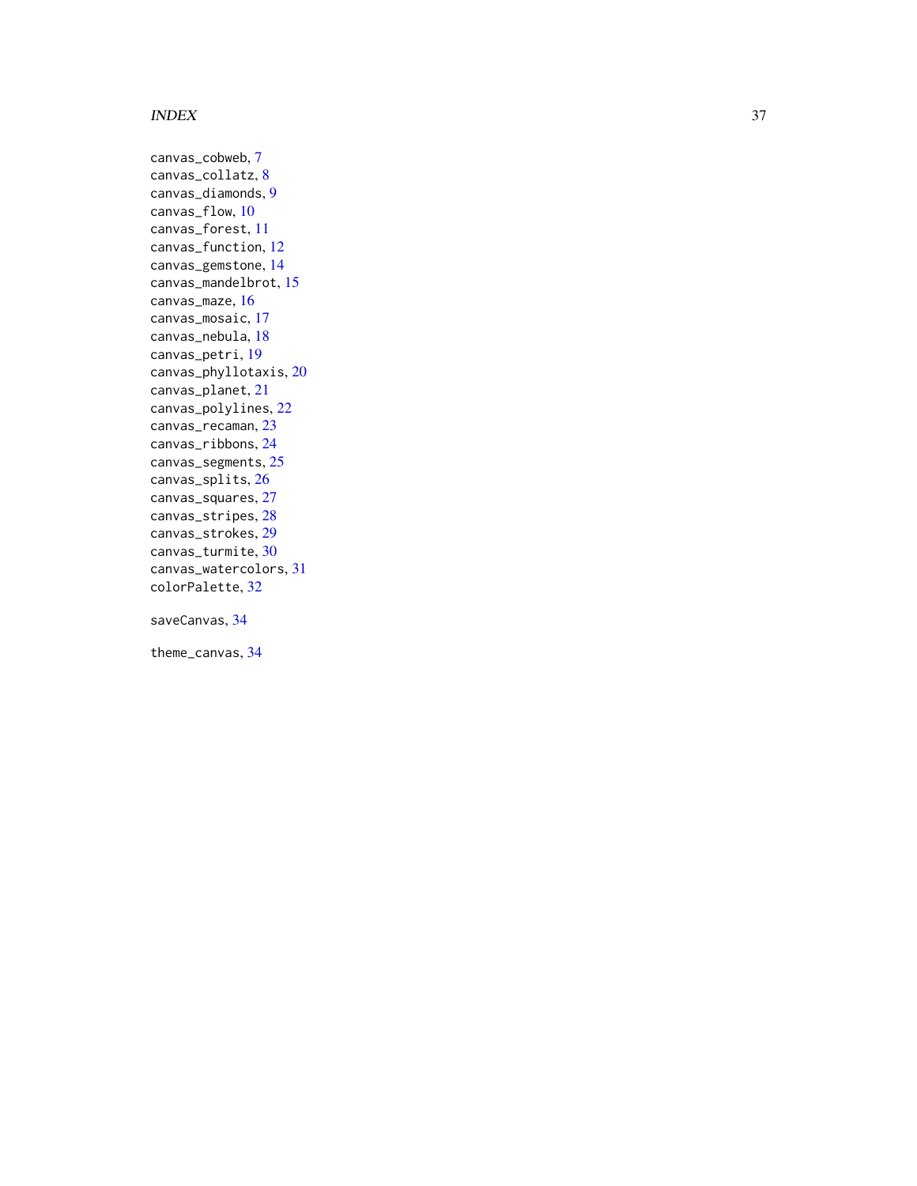canvas_cobweb, 7
canvas_collatz, 8
canvas_diamonds, 9
canvas_flow, 10
canvas_forest, 11
canvas_function, 12
canvas_gemstone, 14
canvas_mandelbrot, 15
canvas_maze, 16
canvas_mosaic, 17
canvas_nebula, 18
canvas_petri, 19
canvas_phyllotaxis, 20
canvas_planet, 21
canvas_polylines, 22
canvas_recaman, 23
canvas_ribbons, 24
canvas_segments, 25
canvas_splits, 26
canvas_squares, 27
canvas_stripes, 28
canvas_strokes, 29
canvas_turmite, 30
canvas_watercolors, 31
colorPalette, 32

saveCanvas, 34

theme_canvas, 34